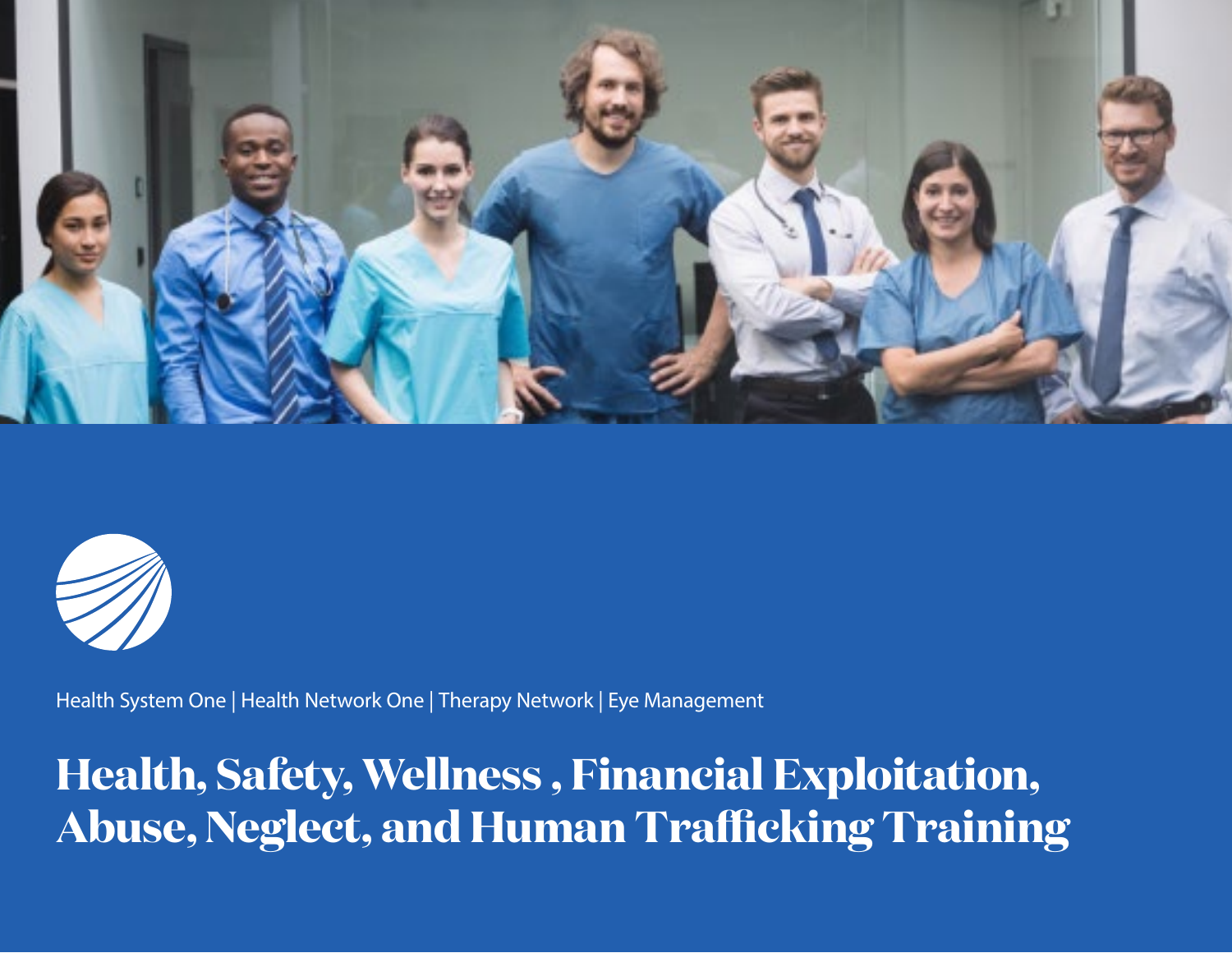Health System One | Health Network One | Therapy Network | Eye Management

# Health, Safety, Wellness , Financial Exploitation, Abuse, Neglect, and Human Trafficking Training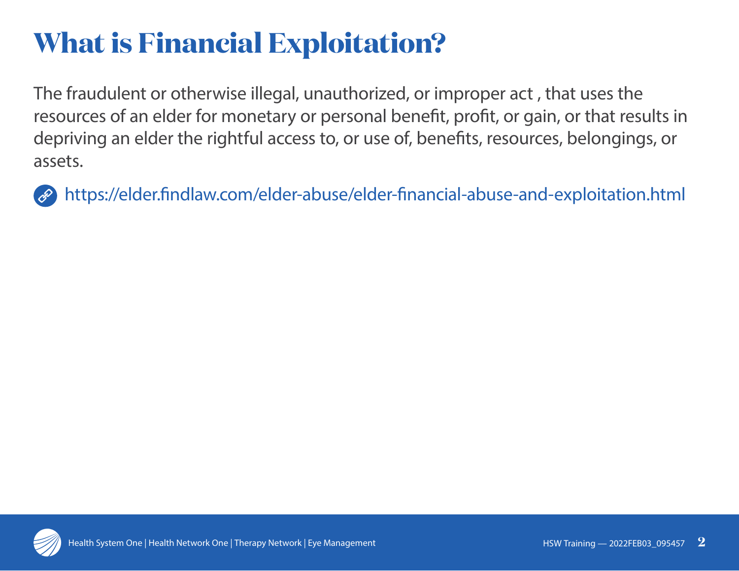# What is Financial Exploitation?

The fraudulent or otherwise illegal, unauthorized, or improper act , that uses the resources of an elder for monetary or personal benefit, profit, or gain, or that results in depriving an elder the rightful access to, or use of, benefits, resources, belongings, or assets.

https://elder.findlaw.com/elder-abuse/elder-financial-abuse-and-exploitation.html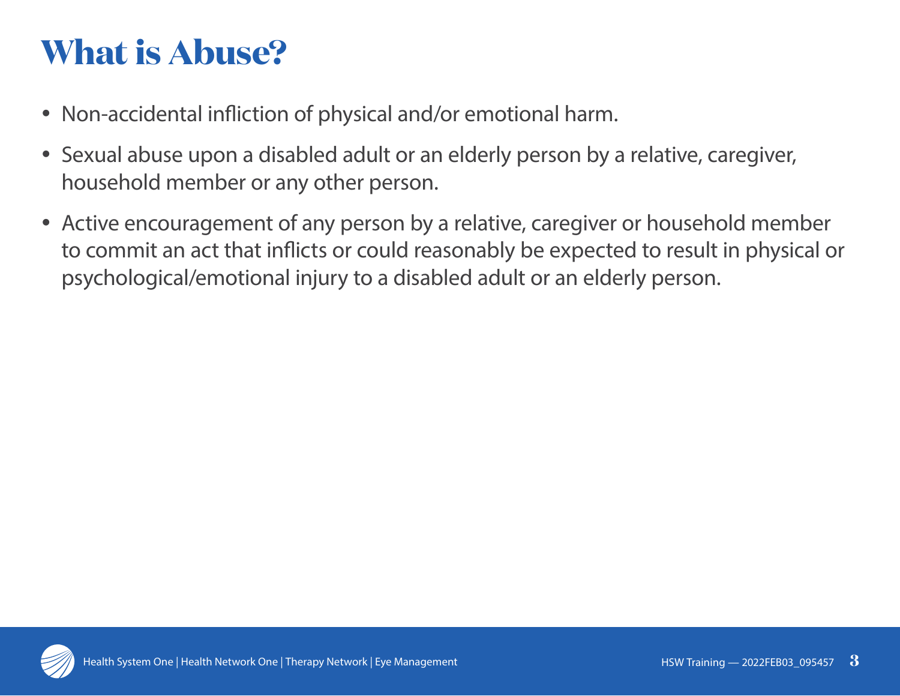# What is Abuse?

- Non-accidental infliction of physical and/or emotional harm.
- Sexual abuse upon a disabled adult or an elderly person by a relative, caregiver, household member or any other person.
- Active encouragement of any person by a relative, caregiver or household member to commit an act that inflicts or could reasonably be expected to result in physical or psychological/emotional injury to a disabled adult or an elderly person.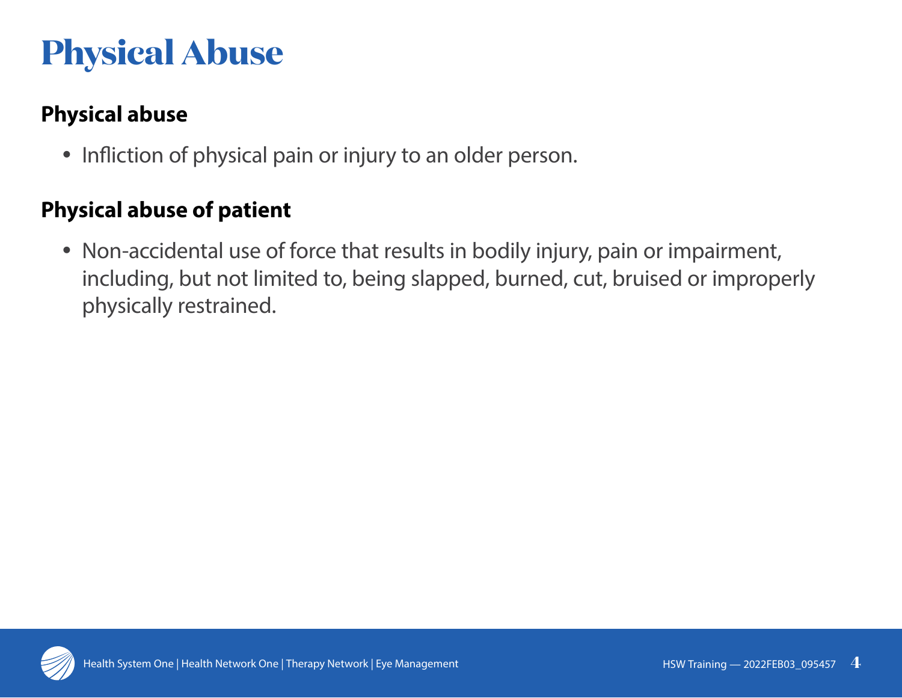# Physical Abuse

## Physical abuse

- Infliction of physical pain or injury to an older person.

## Physical abuse of patient

- Non-accidental use of force that results in bodily injury, pain or impairment, including, but not limited to, being slapped, burned, cut, bruised or improperly physically restrained.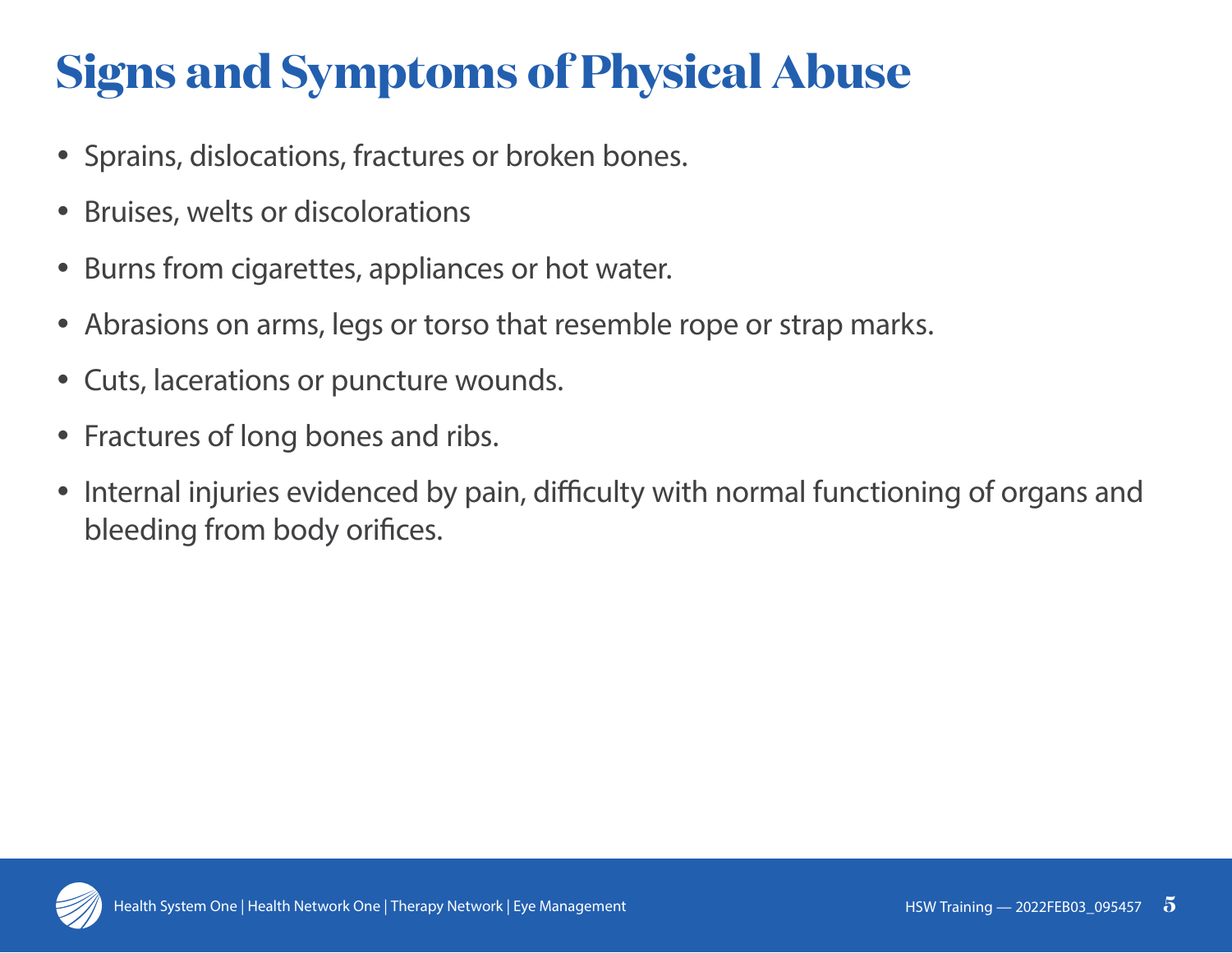# Signs and Symptoms of Physical Abuse

- Sprains, dislocations, fractures or broken bones.
- Bruises, welts or discolorations
- Burns from cigarettes, appliances or hot water.
- Abrasions on arms, legs or torso that resemble rope or strap marks.
- Cuts, lacerations or puncture wounds.
- Fractures of long bones and ribs.
- Internal injuries evidenced by pain, difficulty with normal functioning of organs and bleeding from body orifices.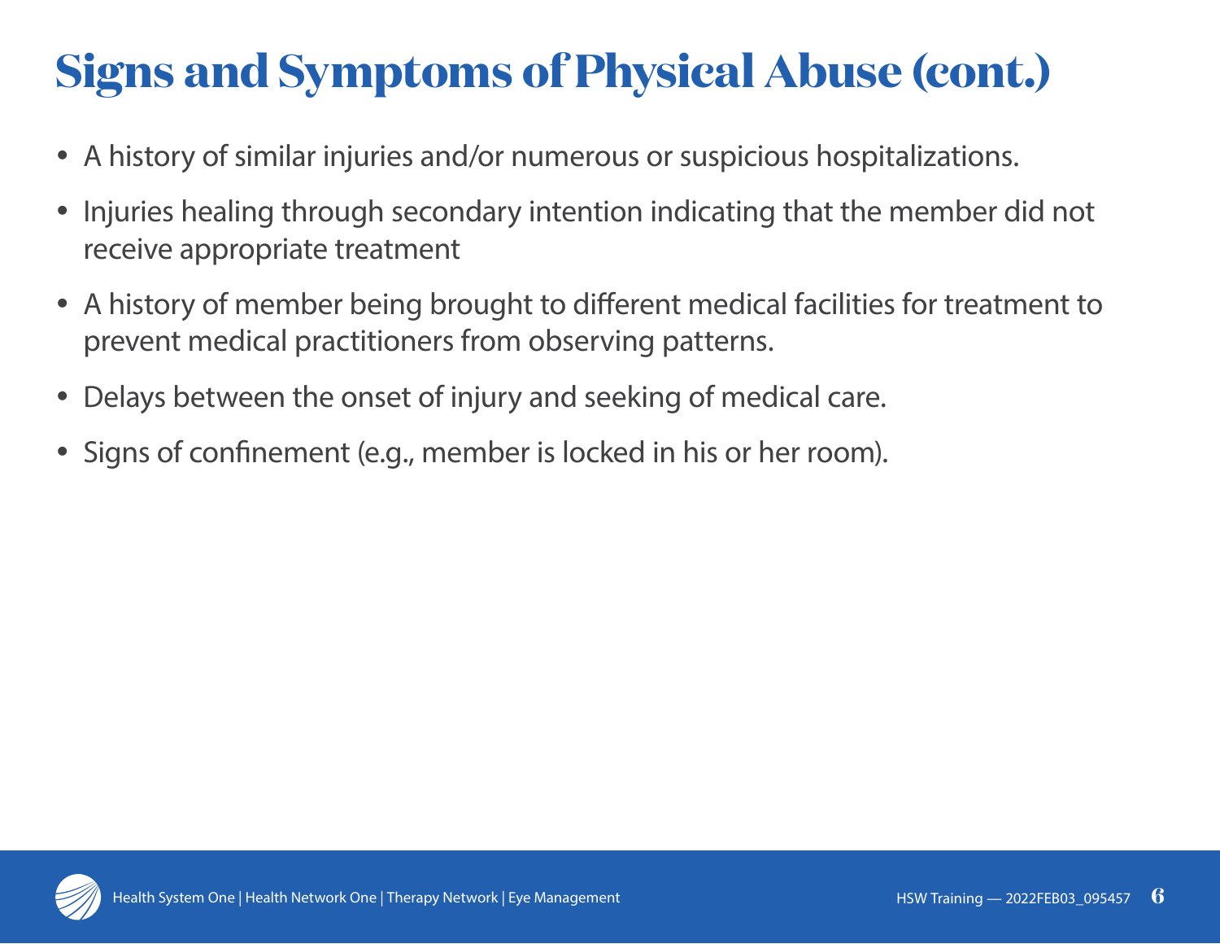# Signs and Symptoms of Physical Abuse (cont.)

- A history of similar injuries and/or numerous or suspicious hospitalizations.
- Injuries healing through secondary intention indicating that the member did not receive appropriate treatment
- A history of member being brought to different medical facilities for treatment to prevent medical practitioners from observing patterns.
- Delays between the onset of injury and seeking of medical care.
- Signs of confinement (e.g., member is locked in his or her room).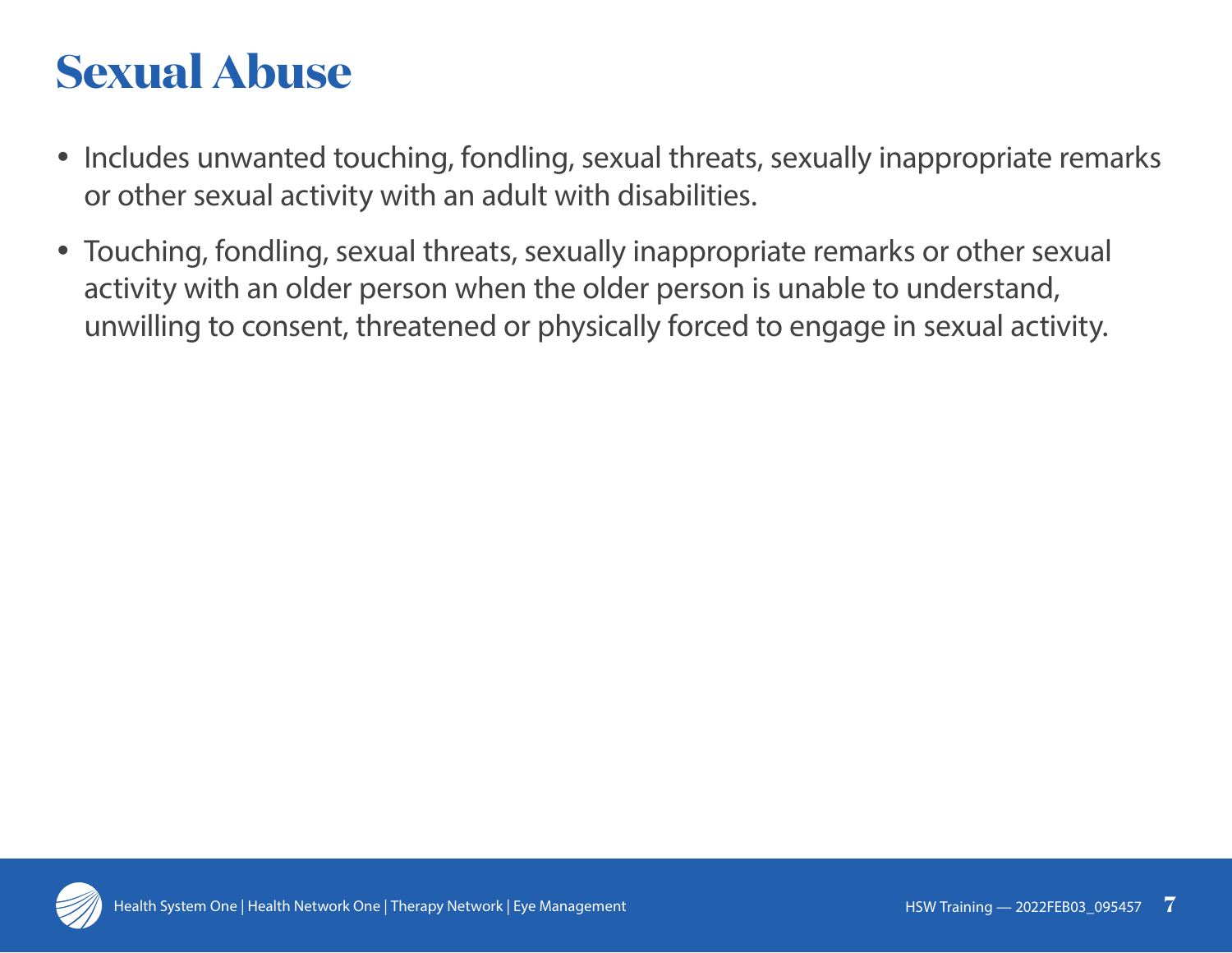# Sexual Abuse

- Includes unwanted touching, fondling, sexual threats, sexually inappropriate remarks or other sexual activity with an adult with disabilities.
- Touching, fondling, sexual threats, sexually inappropriate remarks or other sexual activity with an older person when the older person is unable to understand, unwilling to consent, threatened or physically forced to engage in sexual activity.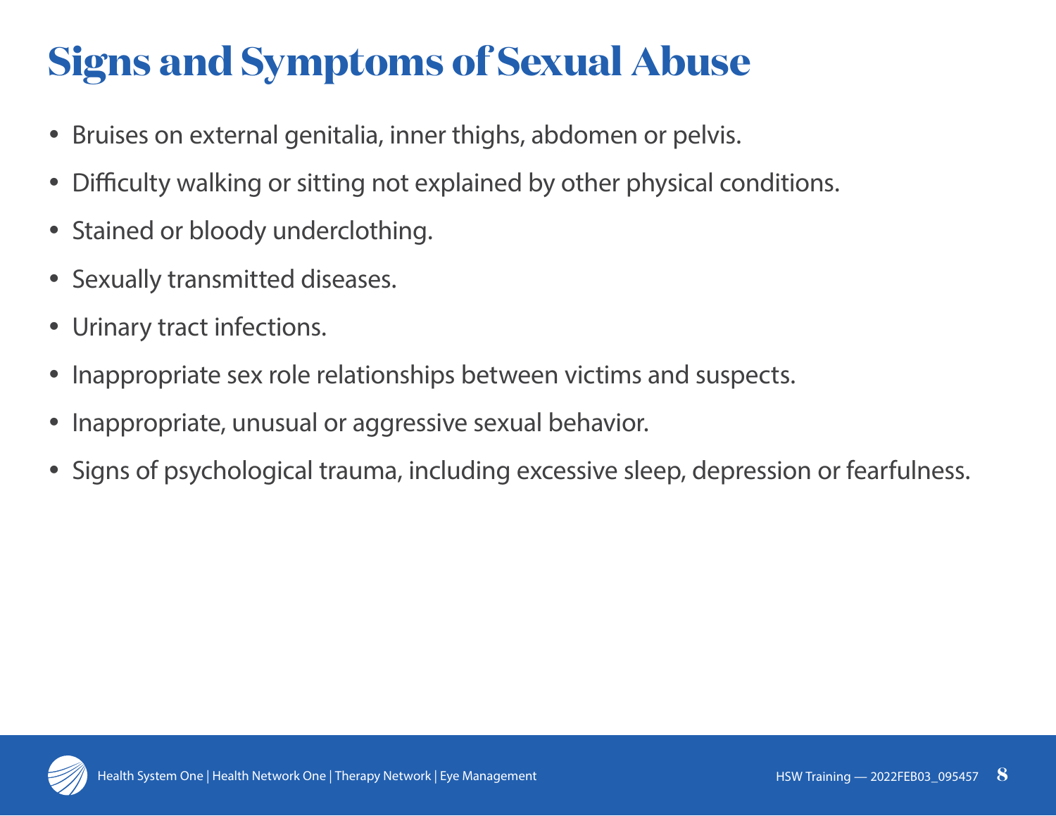# Signs and Symptoms of Sexual Abuse

- Bruises on external genitalia, inner thighs, abdomen or pelvis.
- Difficulty walking or sitting not explained by other physical conditions.
- Stained or bloody underclothing.
- Sexually transmitted diseases.
- Urinary tract infections.
- Inappropriate sex role relationships between victims and suspects.
- Inappropriate, unusual or aggressive sexual behavior.
- Signs of psychological trauma, including excessive sleep, depression or fearfulness.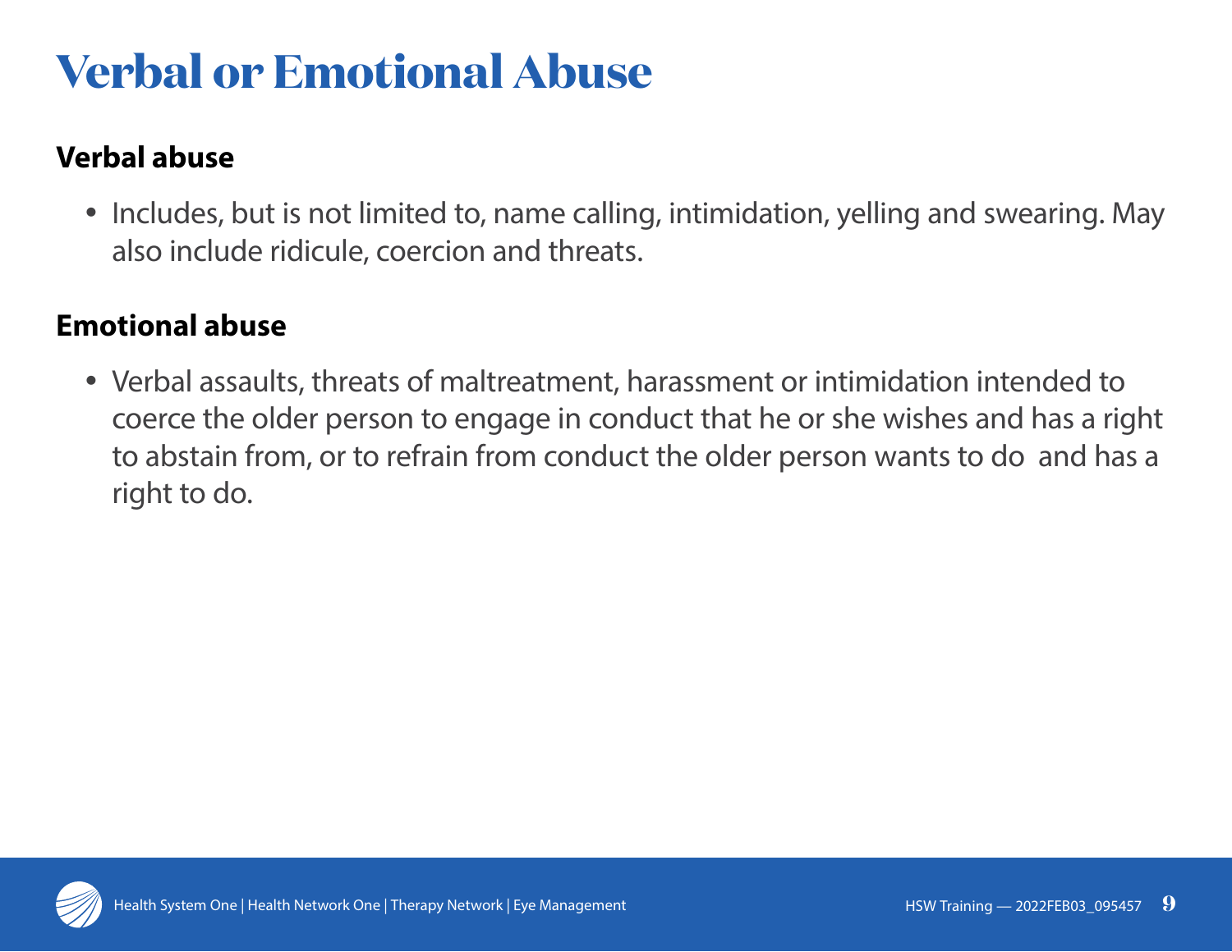# Verbal or Emotional Abuse

### Verbal abuse

- Includes, but is not limited to, name calling, intimidation, yelling and swearing. May also include ridicule, coercion and threats.

### Emotional abuse

- Verbal assaults, threats of maltreatment, harassment or intimidation intended to coerce the older person to engage in conduct that he or she wishes and has a right to abstain from, or to refrain from conduct the older person wants to do and has a right to do.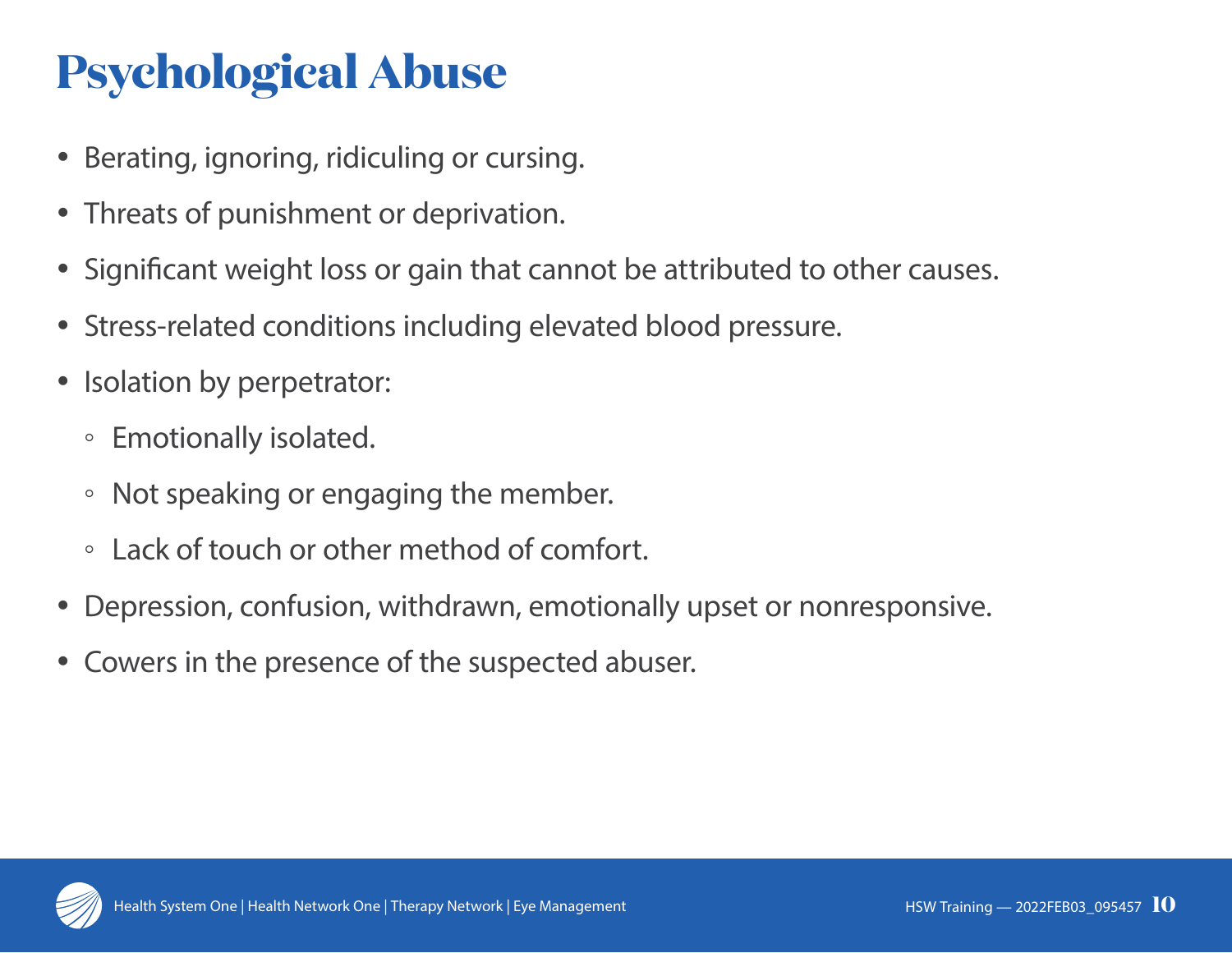# Psychological Abuse

- Berating, ignoring, ridiculing or cursing.
- Threats of punishment or deprivation.
- Significant weight loss or gain that cannot be attributed to other causes.
- Stress-related conditions including elevated blood pressure.
- Isolation by perpetrator:
  - Emotionally isolated.
  - Not speaking or engaging the member.
  - Lack of touch or other method of comfort.
- Depression, confusion, withdrawn, emotionally upset or nonresponsive.
- Cowers in the presence of the suspected abuser.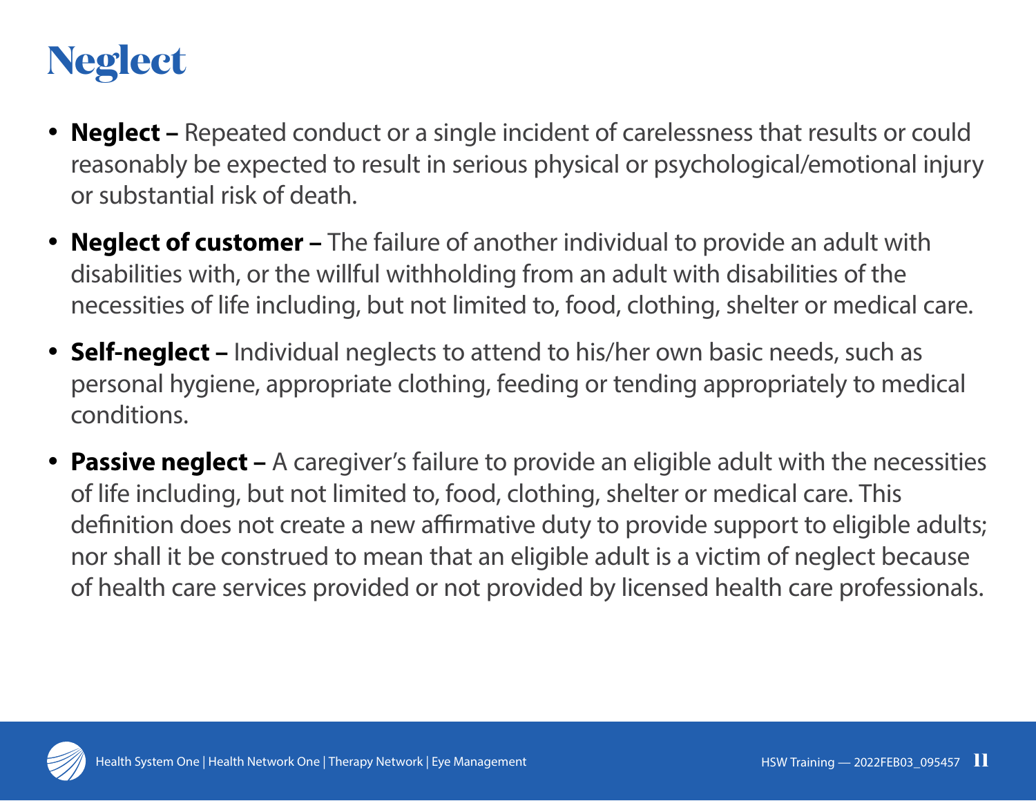# Neglect

- **Neglect –** Repeated conduct or a single incident of carelessness that results or could reasonably be expected to result in serious physical or psychological/emotional injury or substantial risk of death.
- **Neglect of customer –** The failure of another individual to provide an adult with disabilities with, or the willful withholding from an adult with disabilities of the necessities of life including, but not limited to, food, clothing, shelter or medical care.
- **Self-neglect –** Individual neglects to attend to his/her own basic needs, such as personal hygiene, appropriate clothing, feeding or tending appropriately to medical conditions.
- **Passive neglect –** A caregiver's failure to provide an eligible adult with the necessities of life including, but not limited to, food, clothing, shelter or medical care. This definition does not create a new affirmative duty to provide support to eligible adults; nor shall it be construed to mean that an eligible adult is a victim of neglect because of health care services provided or not provided by licensed health care professionals.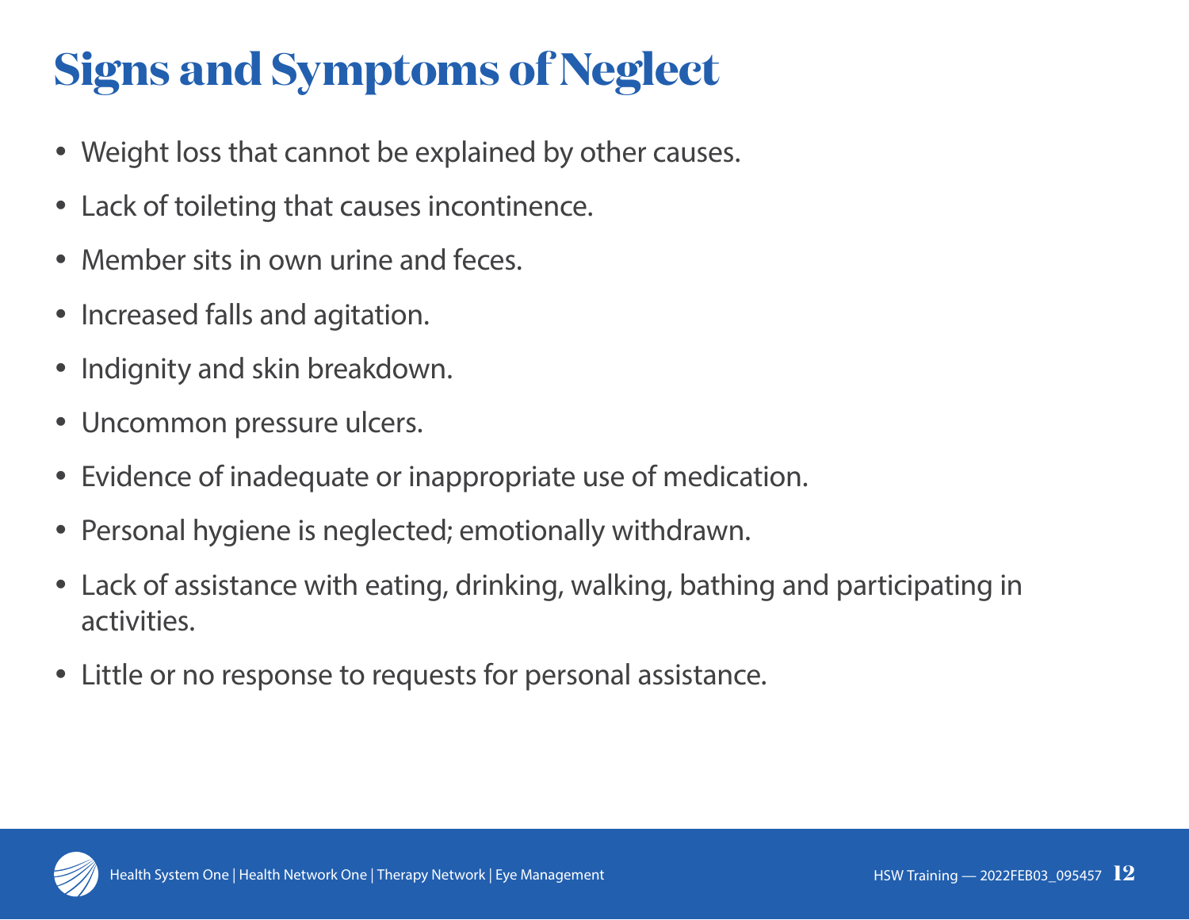# Signs and Symptoms of Neglect

- Weight loss that cannot be explained by other causes.
- Lack of toileting that causes incontinence.
- Member sits in own urine and feces.
- Increased falls and agitation.
- Indignity and skin breakdown.
- Uncommon pressure ulcers.
- Evidence of inadequate or inappropriate use of medication.
- Personal hygiene is neglected; emotionally withdrawn.
- Lack of assistance with eating, drinking, walking, bathing and participating in activities.
- Little or no response to requests for personal assistance.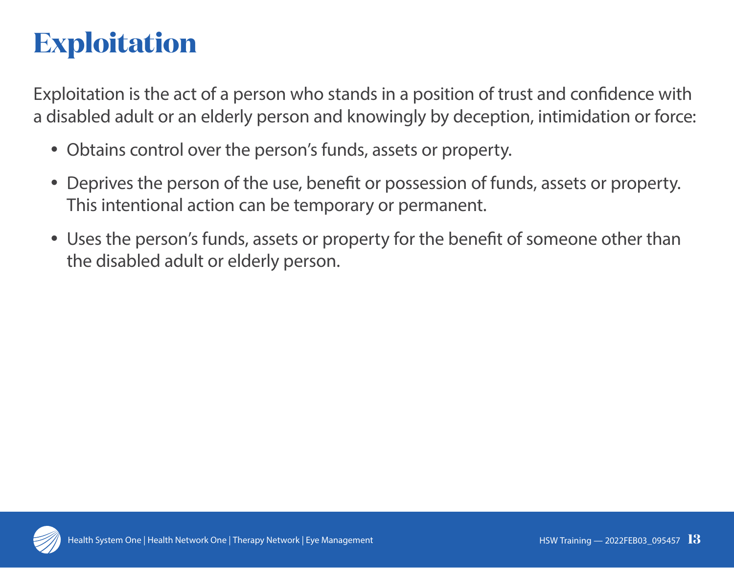# Exploitation

Exploitation is the act of a person who stands in a position of trust and confidence with a disabled adult or an elderly person and knowingly by deception, intimidation or force:

- Obtains control over the person's funds, assets or property.
- Deprives the person of the use, benefit or possession of funds, assets or property. This intentional action can be temporary or permanent.
- Uses the person's funds, assets or property for the benefit of someone other than the disabled adult or elderly person.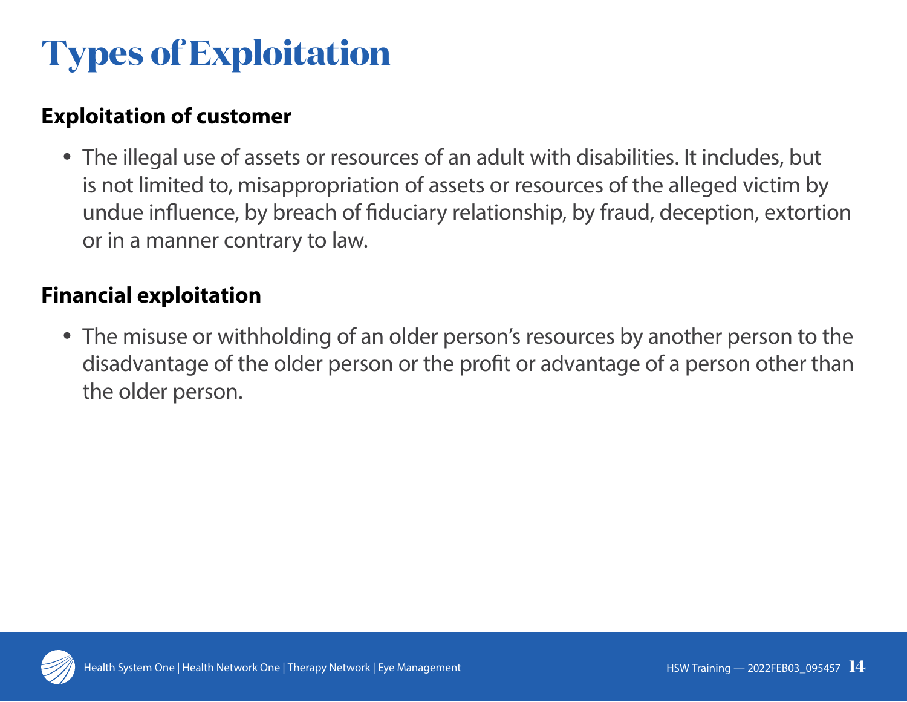# Types of Exploitation

**Exploitation of customer**

- The illegal use of assets or resources of an adult with disabilities. It includes, but is not limited to, misappropriation of assets or resources of the alleged victim by undue influence, by breach of fiduciary relationship, by fraud, deception, extortion or in a manner contrary to law.

**Financial exploitation**

- The misuse or withholding of an older person's resources by another person to the disadvantage of the older person or the profit or advantage of a person other than the older person.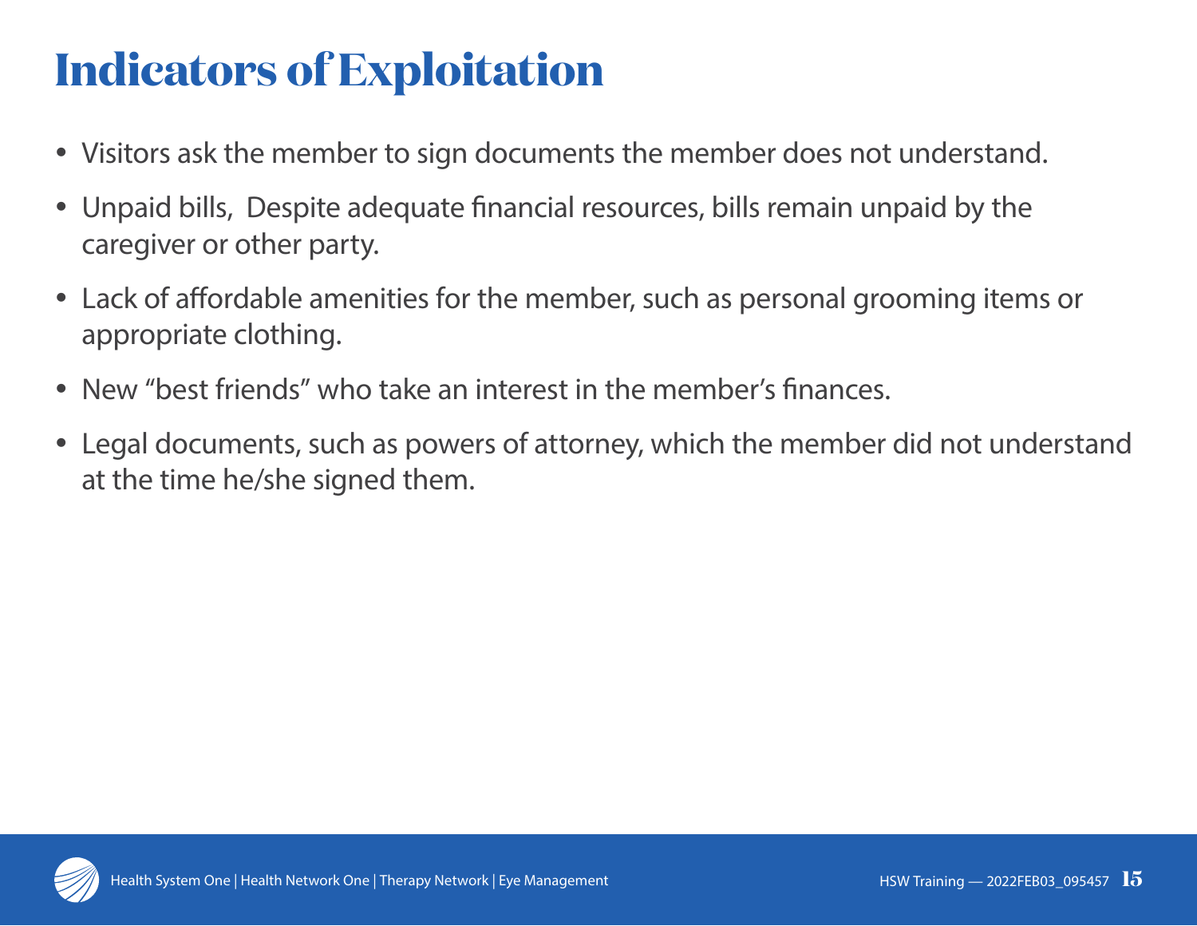# Indicators of Exploitation

- Visitors ask the member to sign documents the member does not understand.
- Unpaid bills, Despite adequate financial resources, bills remain unpaid by the caregiver or other party.
- Lack of affordable amenities for the member, such as personal grooming items or appropriate clothing.
- New "best friends" who take an interest in the member's finances.
- Legal documents, such as powers of attorney, which the member did not understand at the time he/she signed them.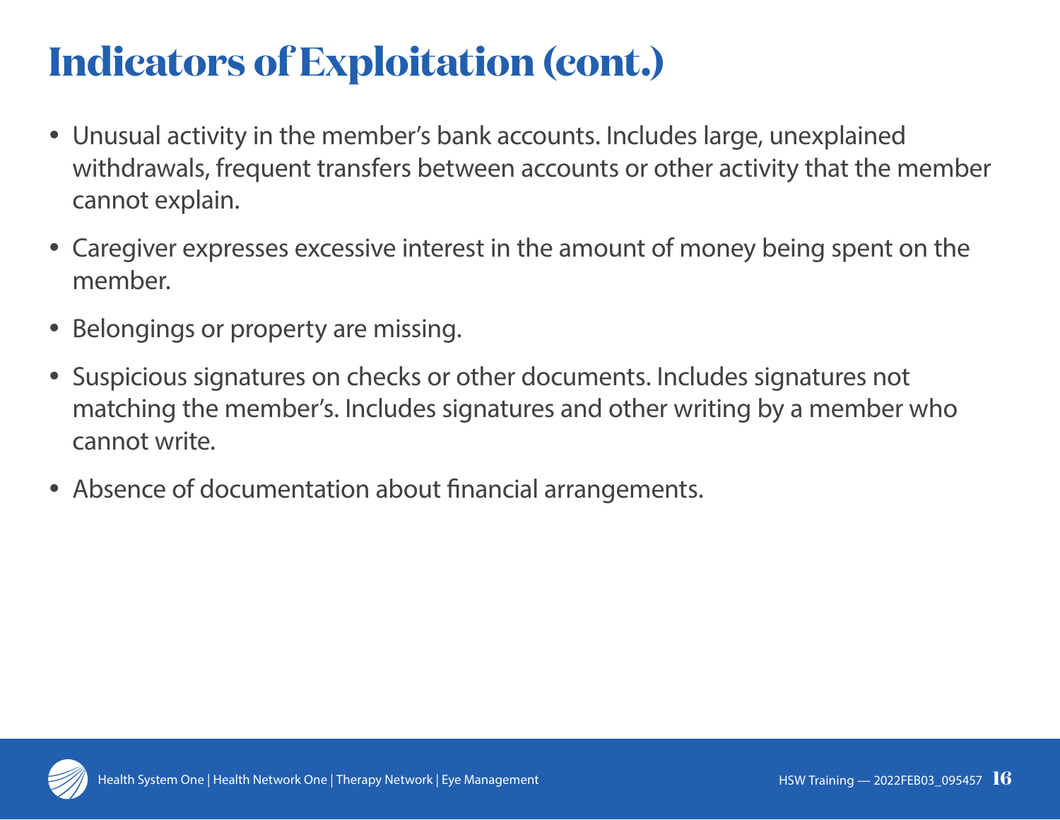# Indicators of Exploitation (cont.)

- Unusual activity in the member's bank accounts. Includes large, unexplained withdrawals, frequent transfers between accounts or other activity that the member cannot explain.
- Caregiver expresses excessive interest in the amount of money being spent on the member.
- Belongings or property are missing.
- Suspicious signatures on checks or other documents. Includes signatures not matching the member's. Includes signatures and other writing by a member who cannot write.
- Absence of documentation about financial arrangements.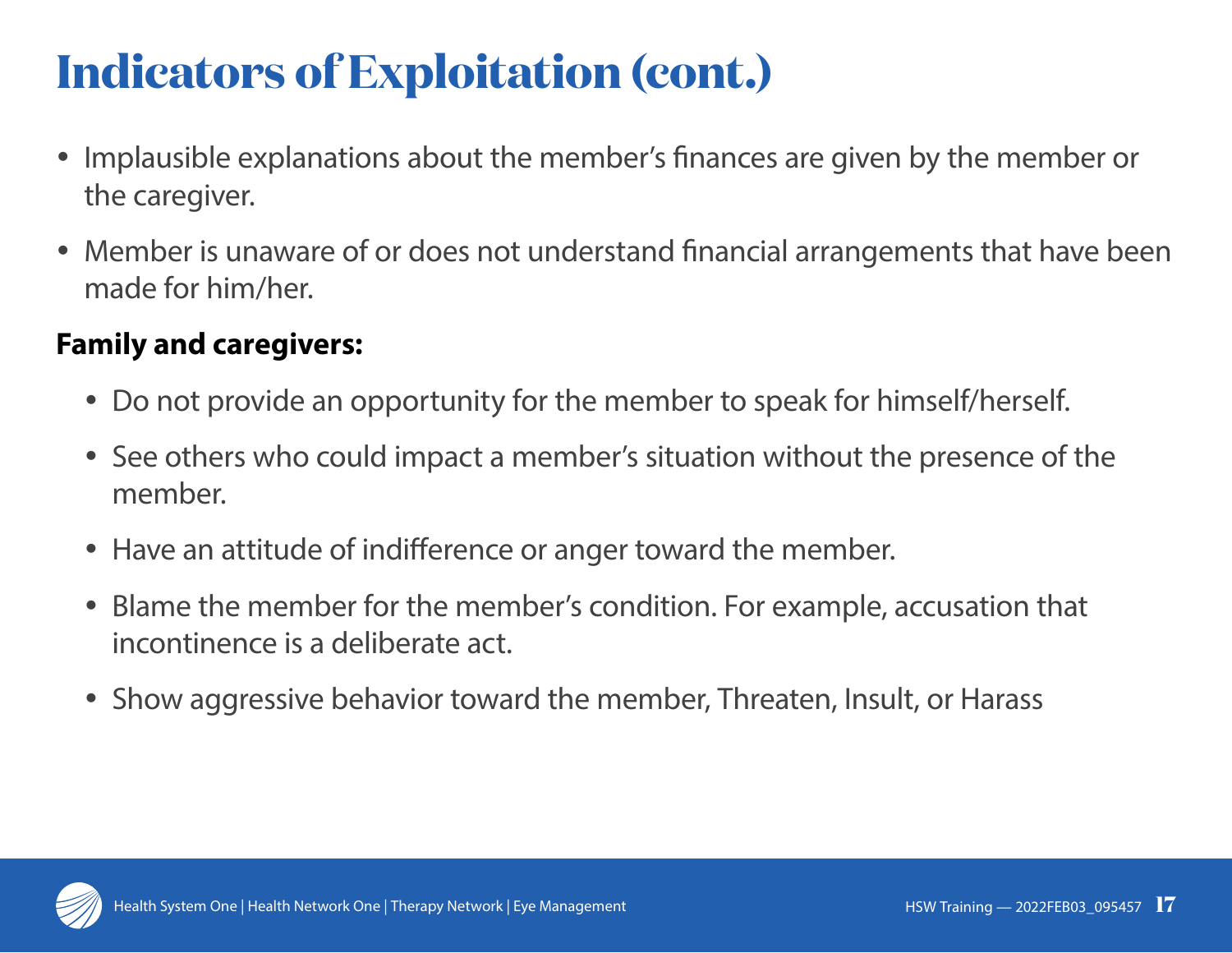# Indicators of Exploitation (cont.)

- Implausible explanations about the member's finances are given by the member or the caregiver.
- Member is unaware of or does not understand financial arrangements that have been made for him/her.

**Family and caregivers:**

- Do not provide an opportunity for the member to speak for himself/herself.
- See others who could impact a member's situation without the presence of the member.
- Have an attitude of indifference or anger toward the member.
- Blame the member for the member's condition. For example, accusation that incontinence is a deliberate act.
- Show aggressive behavior toward the member, Threaten, Insult, or Harass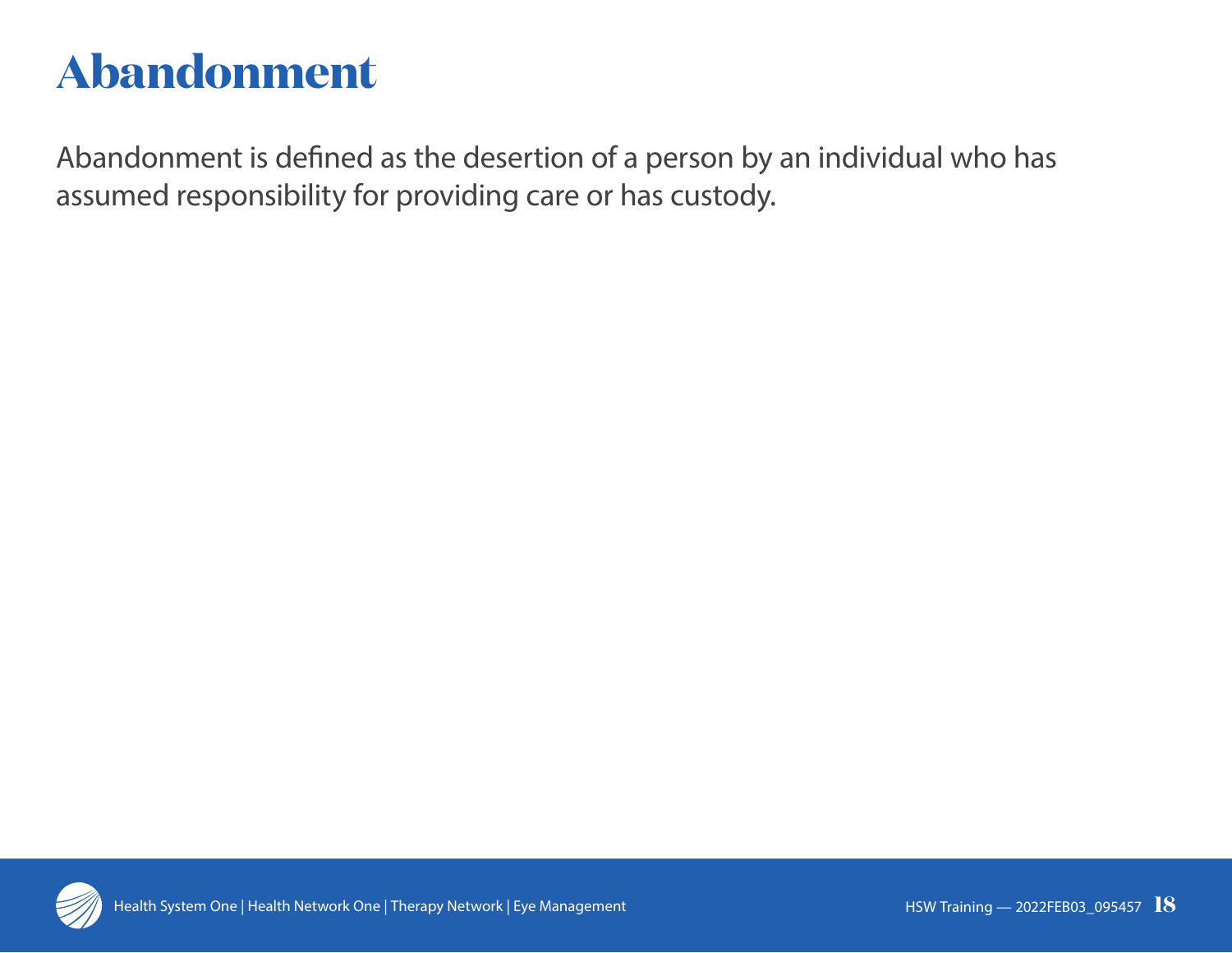# Abandonment

Abandonment is defined as the desertion of a person by an individual who has assumed responsibility for providing care or has custody.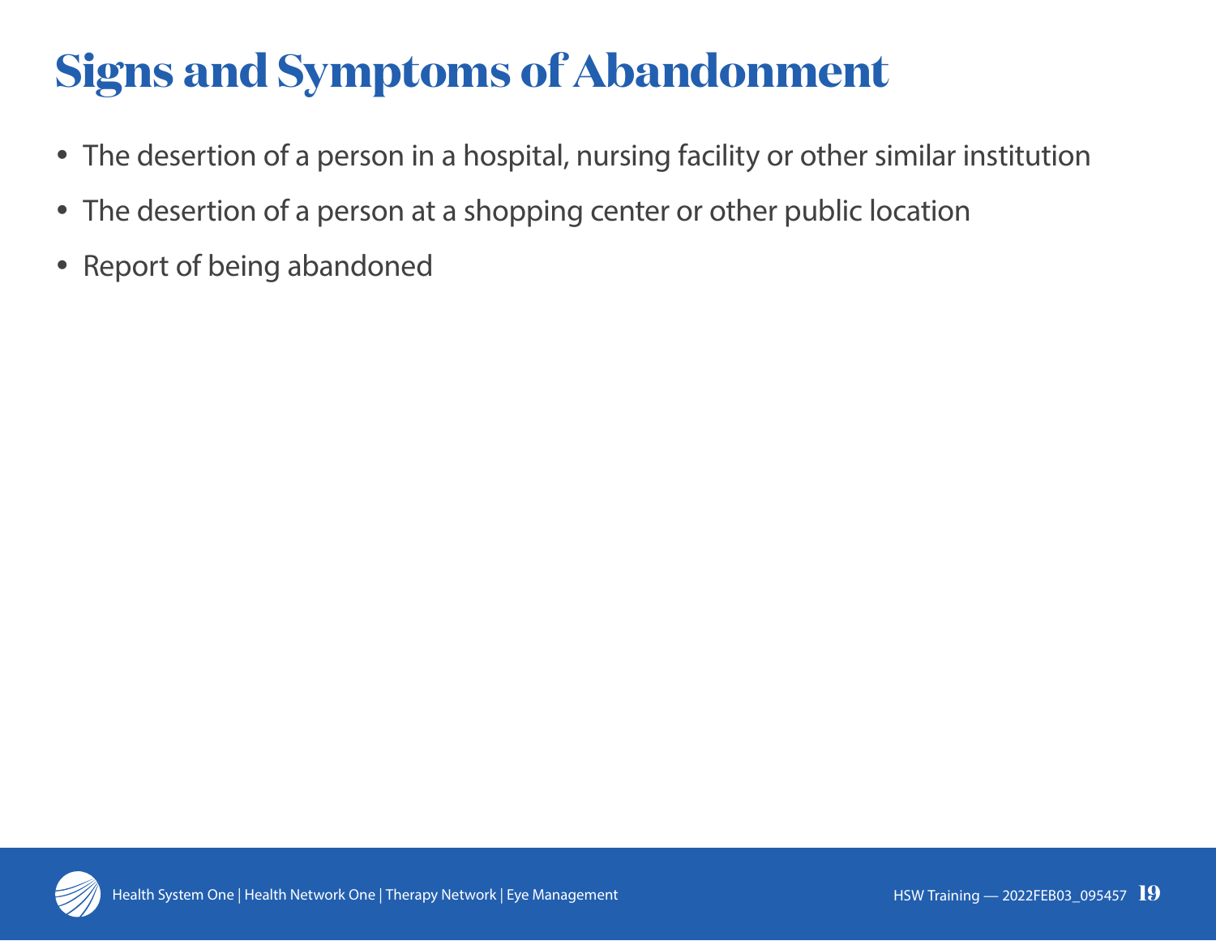# Signs and Symptoms of Abandonment

- The desertion of a person in a hospital, nursing facility or other similar institution
- The desertion of a person at a shopping center or other public location
- Report of being abandoned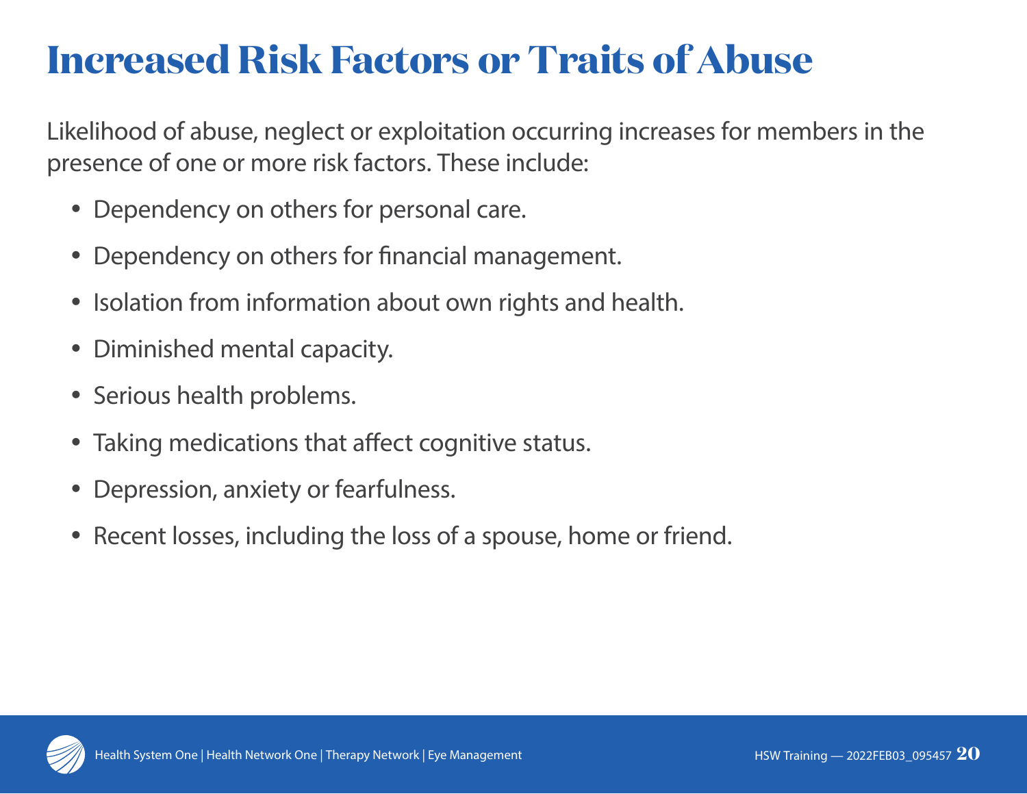# Increased Risk Factors or Traits of Abuse

Likelihood of abuse, neglect or exploitation occurring increases for members in the presence of one or more risk factors. These include:

- Dependency on others for personal care.
- Dependency on others for financial management.
- Isolation from information about own rights and health.
- Diminished mental capacity.
- Serious health problems.
- Taking medications that affect cognitive status.
- Depression, anxiety or fearfulness.
- Recent losses, including the loss of a spouse, home or friend.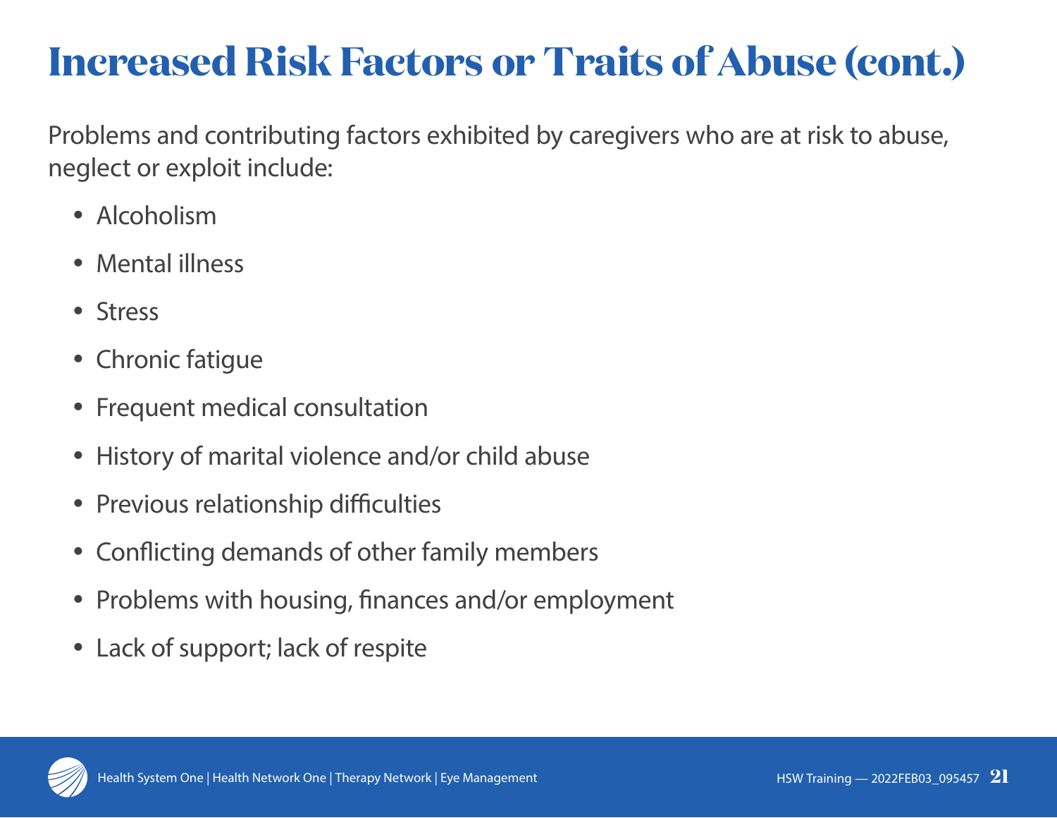# Increased Risk Factors or Traits of Abuse (cont.)

Problems and contributing factors exhibited by caregivers who are at risk to abuse, neglect or exploit include:

- Alcoholism
- Mental illness
- Stress
- Chronic fatigue
- Frequent medical consultation
- History of marital violence and/or child abuse
- Previous relationship difficulties
- Conflicting demands of other family members
- Problems with housing, finances and/or employment
- Lack of support; lack of respite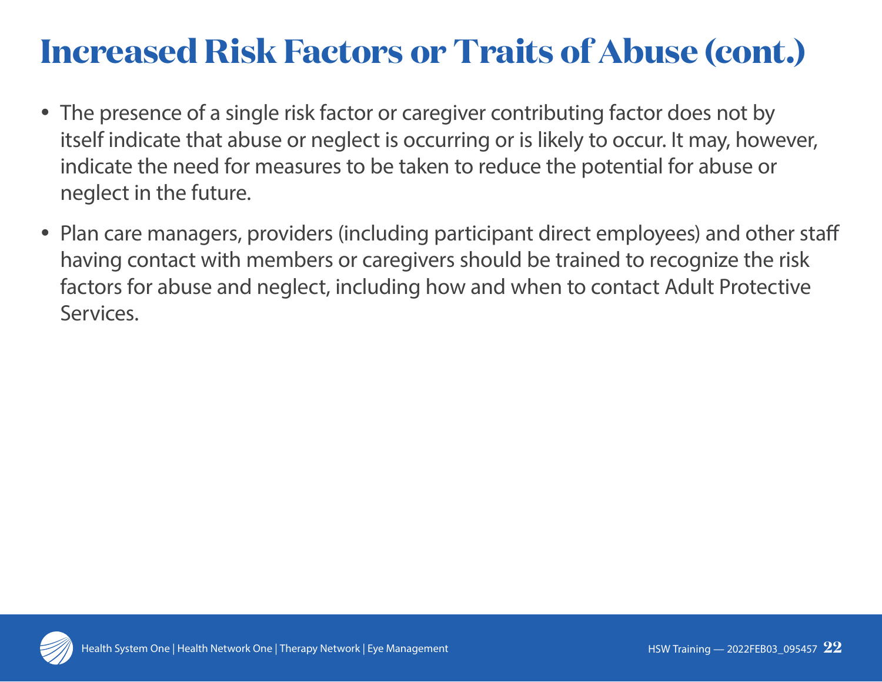# Increased Risk Factors or Traits of Abuse (cont.)

- The presence of a single risk factor or caregiver contributing factor does not by itself indicate that abuse or neglect is occurring or is likely to occur. It may, however, indicate the need for measures to be taken to reduce the potential for abuse or neglect in the future.
- Plan care managers, providers (including participant direct employees) and other staff having contact with members or caregivers should be trained to recognize the risk factors for abuse and neglect, including how and when to contact Adult Protective Services.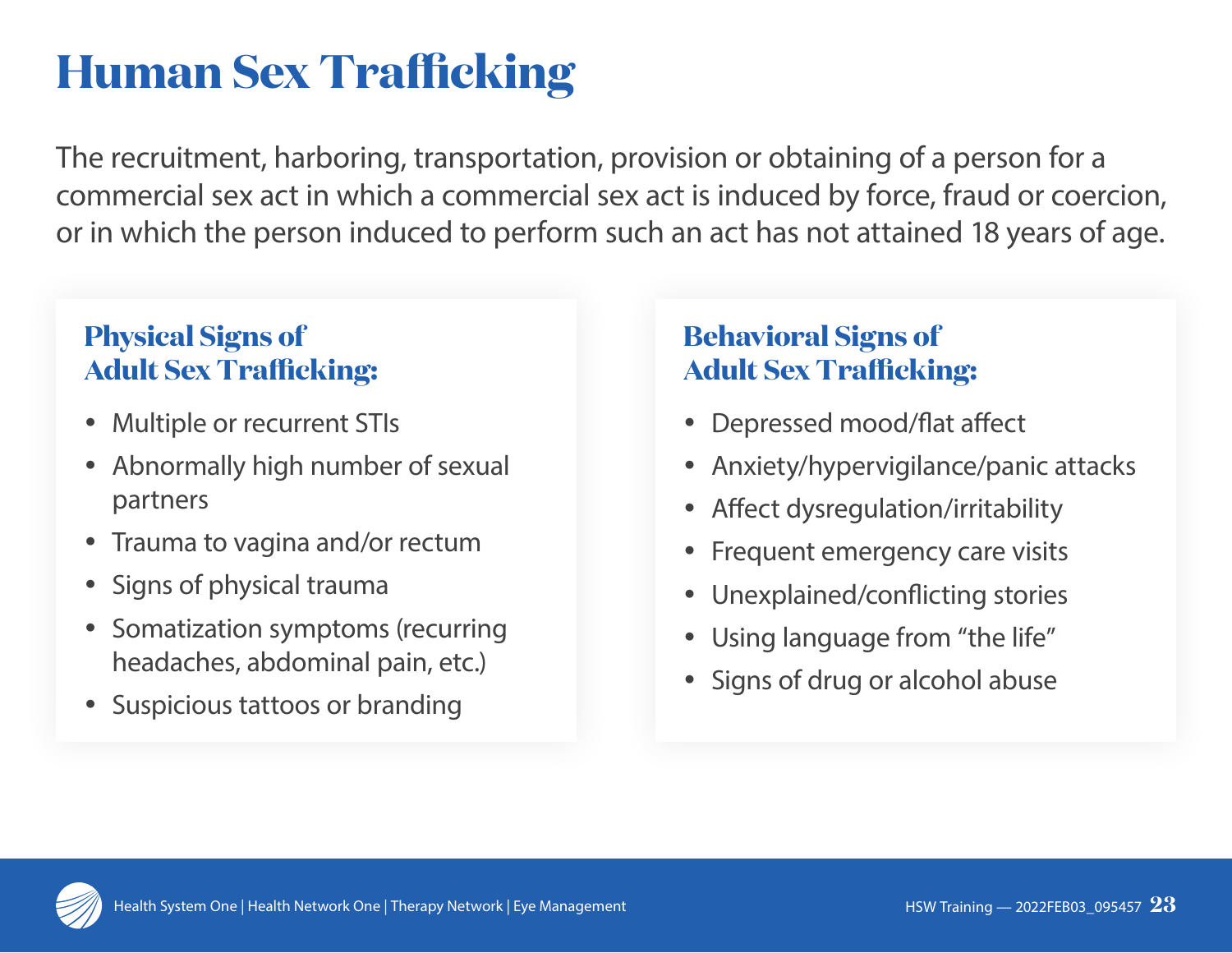# Human Sex Trafficking

The recruitment, harboring, transportation, provision or obtaining of a person for a commercial sex act in which a commercial sex act is induced by force, fraud or coercion, or in which the person induced to perform such an act has not attained 18 years of age.

## Physical Signs of Adult Sex Trafficking:

- Multiple or recurrent STIs
- Abnormally high number of sexual partners
- Trauma to vagina and/or rectum
- Signs of physical trauma
- Somatization symptoms (recurring headaches, abdominal pain, etc.)
- Suspicious tattoos or branding

## Behavioral Signs of Adult Sex Trafficking:

- Depressed mood/flat affect
- Anxiety/hypervigilance/panic attacks
- Affect dysregulation/irritability
- Frequent emergency care visits
- Unexplained/conflicting stories
- Using language from “the life”
- Signs of drug or alcohol abuse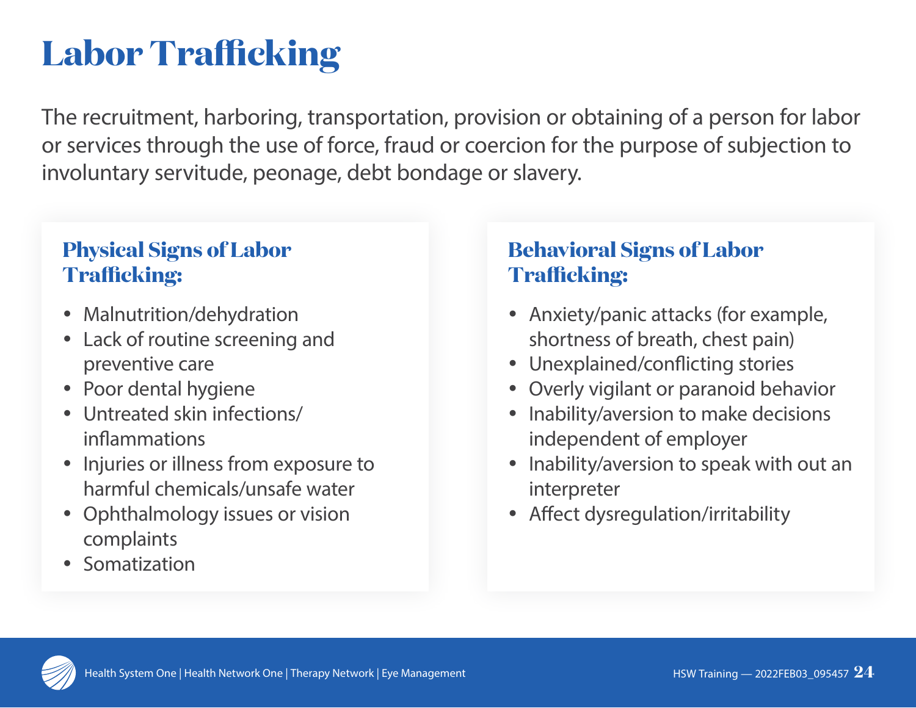# Labor Trafficking

The recruitment, harboring, transportation, provision or obtaining of a person for labor or services through the use of force, fraud or coercion for the purpose of subjection to involuntary servitude, peonage, debt bondage or slavery.

### Physical Signs of Labor Trafficking:

- Malnutrition/dehydration
- Lack of routine screening and preventive care
- Poor dental hygiene
- Untreated skin infections/ inflammations
- Injuries or illness from exposure to harmful chemicals/unsafe water
- Ophthalmology issues or vision complaints
- Somatization

### Behavioral Signs of Labor Trafficking:

- Anxiety/panic attacks (for example, shortness of breath, chest pain)
- Unexplained/conflicting stories
- Overly vigilant or paranoid behavior
- Inability/aversion to make decisions independent of employer
- Inability/aversion to speak with out an interpreter
- Affect dysregulation/irritability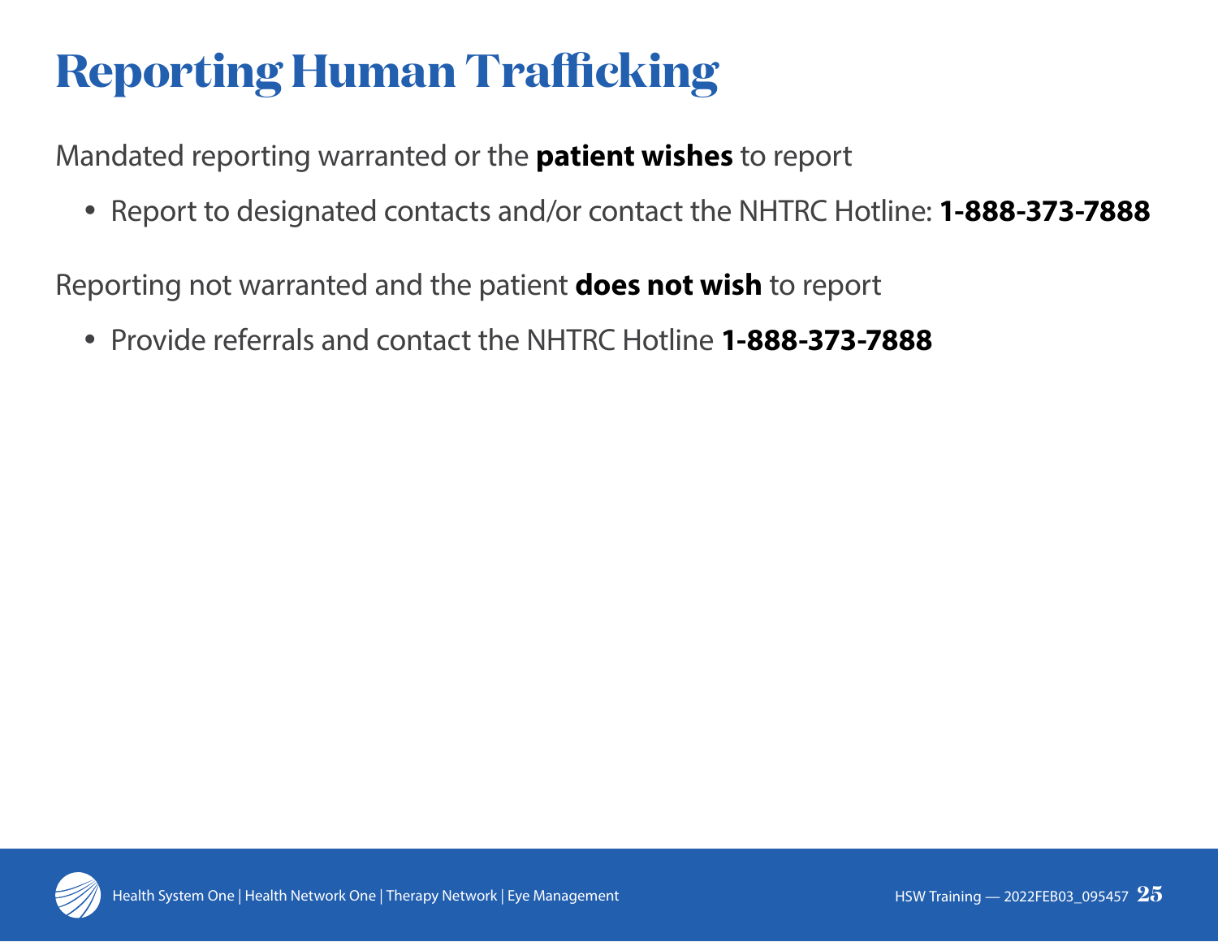# Reporting Human Trafficking

Mandated reporting warranted or the **patient wishes** to report

- Report to designated contacts and/or contact the NHTRC Hotline: **1-888-373-7888**

Reporting not warranted and the patient **does not wish** to report

- Provide referrals and contact the NHTRC Hotline **1-888-373-7888**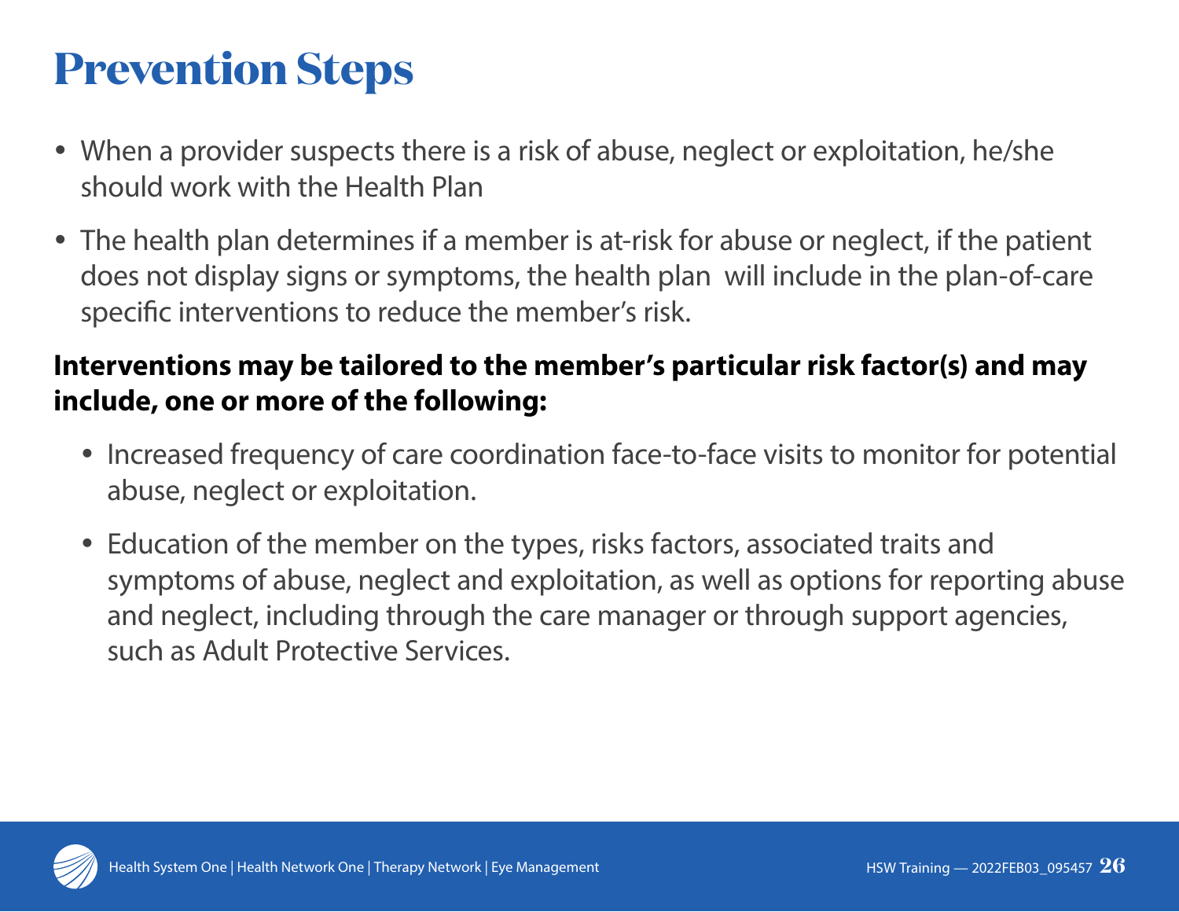# Prevention Steps

- When a provider suspects there is a risk of abuse, neglect or exploitation, he/she should work with the Health Plan
- The health plan determines if a member is at-risk for abuse or neglect, if the patient does not display signs or symptoms, the health plan will include in the plan-of-care specific interventions to reduce the member's risk.

**Interventions may be tailored to the member's particular risk factor(s) and may include, one or more of the following:**

- Increased frequency of care coordination face-to-face visits to monitor for potential abuse, neglect or exploitation.
- Education of the member on the types, risks factors, associated traits and symptoms of abuse, neglect and exploitation, as well as options for reporting abuse and neglect, including through the care manager or through support agencies, such as Adult Protective Services.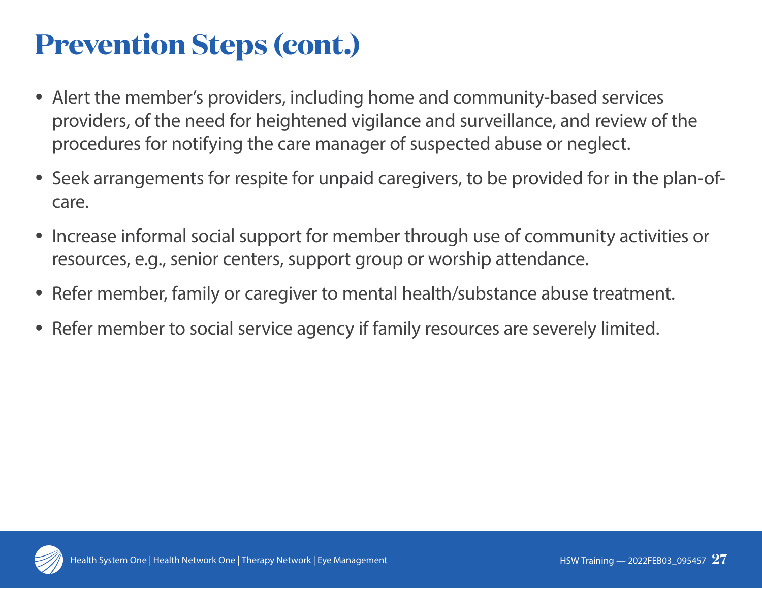# Prevention Steps (cont.)

- Alert the member's providers, including home and community-based services providers, of the need for heightened vigilance and surveillance, and review of the procedures for notifying the care manager of suspected abuse or neglect.
- Seek arrangements for respite for unpaid caregivers, to be provided for in the plan-of-care.
- Increase informal social support for member through use of community activities or resources, e.g., senior centers, support group or worship attendance.
- Refer member, family or caregiver to mental health/substance abuse treatment.
- Refer member to social service agency if family resources are severely limited.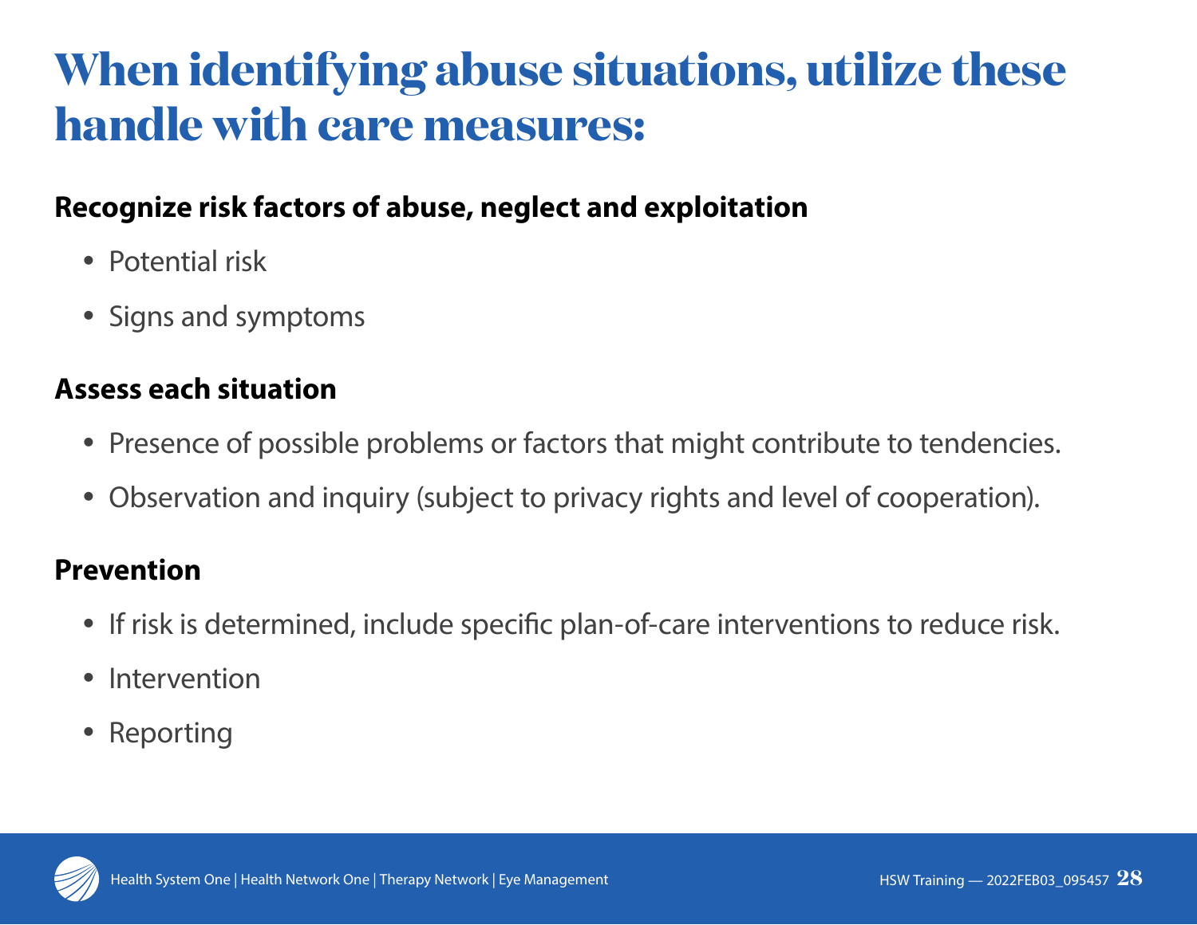# When identifying abuse situations, utilize these handle with care measures:

**Recognize risk factors of abuse, neglect and exploitation**

- Potential risk
- Signs and symptoms

**Assess each situation**

- Presence of possible problems or factors that might contribute to tendencies.
- Observation and inquiry (subject to privacy rights and level of cooperation).

**Prevention**

- If risk is determined, include specific plan-of-care interventions to reduce risk.
- Intervention
- Reporting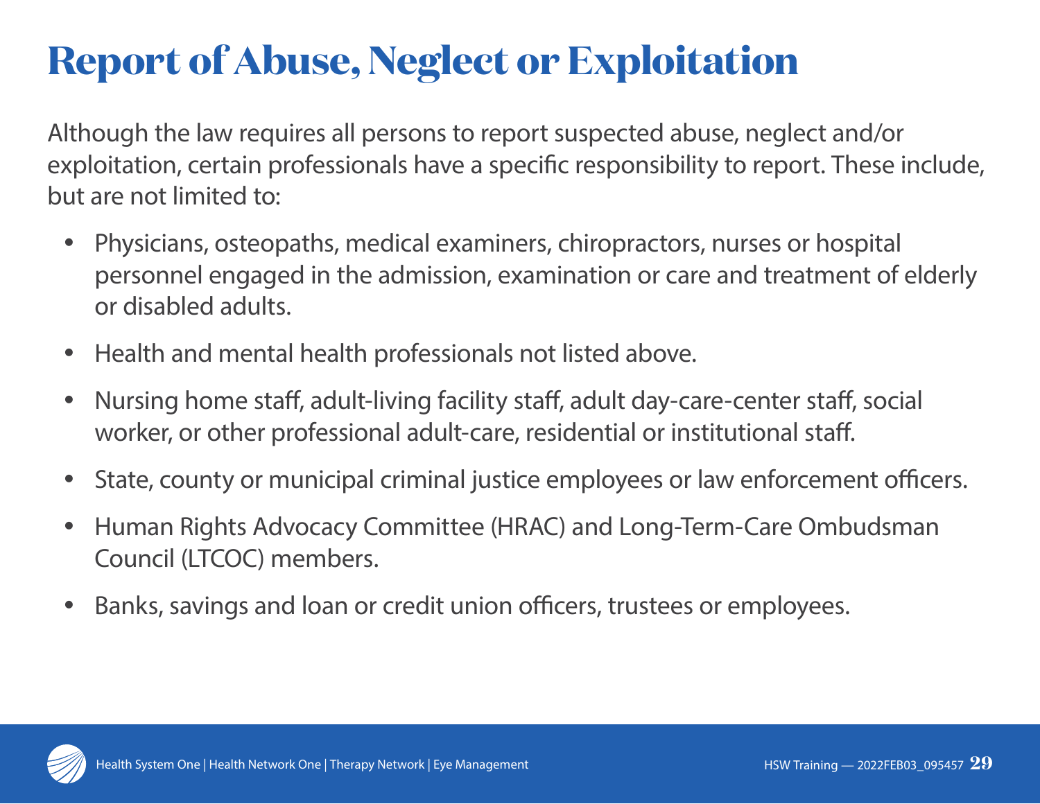# Report of Abuse, Neglect or Exploitation

Although the law requires all persons to report suspected abuse, neglect and/or exploitation, certain professionals have a specific responsibility to report. These include, but are not limited to:

- Physicians, osteopaths, medical examiners, chiropractors, nurses or hospital personnel engaged in the admission, examination or care and treatment of elderly or disabled adults.
- Health and mental health professionals not listed above.
- Nursing home staff, adult-living facility staff, adult day-care-center staff, social worker, or other professional adult-care, residential or institutional staff.
- State, county or municipal criminal justice employees or law enforcement officers.
- Human Rights Advocacy Committee (HRAC) and Long-Term-Care Ombudsman Council (LTCOC) members.
- Banks, savings and loan or credit union officers, trustees or employees.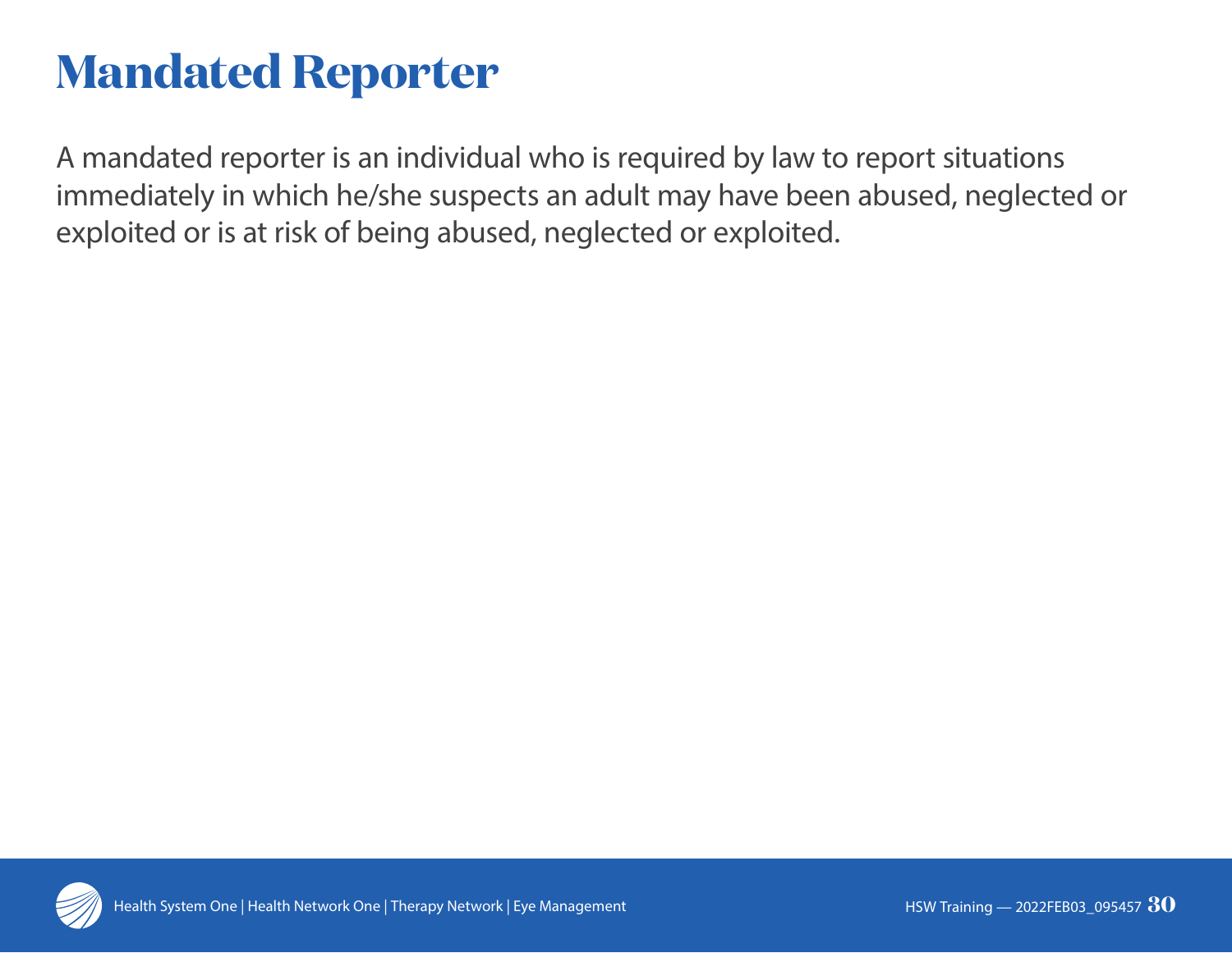# Mandated Reporter

A mandated reporter is an individual who is required by law to report situations immediately in which he/she suspects an adult may have been abused, neglected or exploited or is at risk of being abused, neglected or exploited.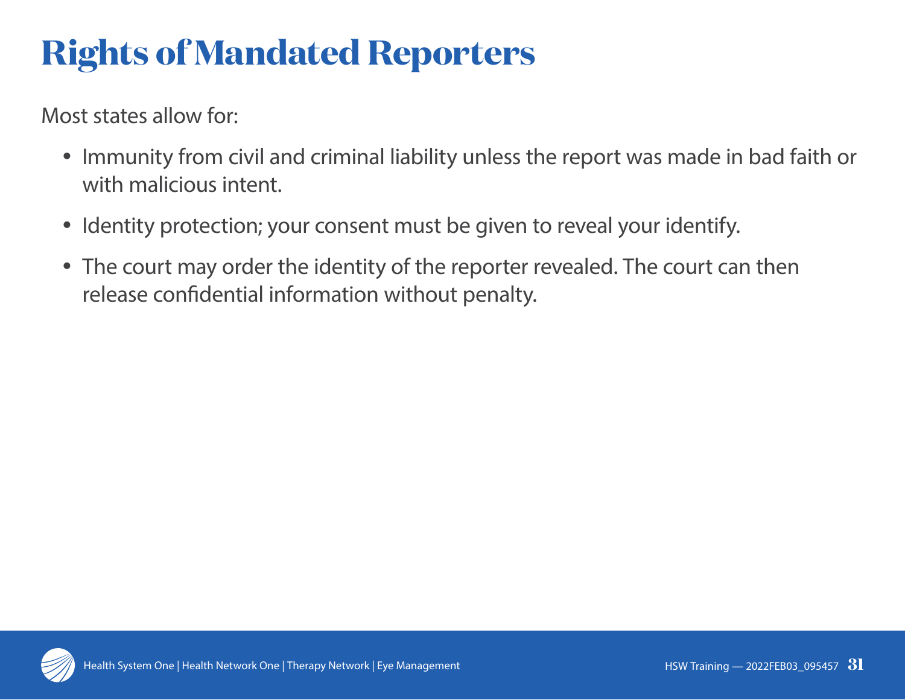# Rights of Mandated Reporters

Most states allow for:

- Immunity from civil and criminal liability unless the report was made in bad faith or with malicious intent.
- Identity protection; your consent must be given to reveal your identify.
- The court may order the identity of the reporter revealed. The court can then release confidential information without penalty.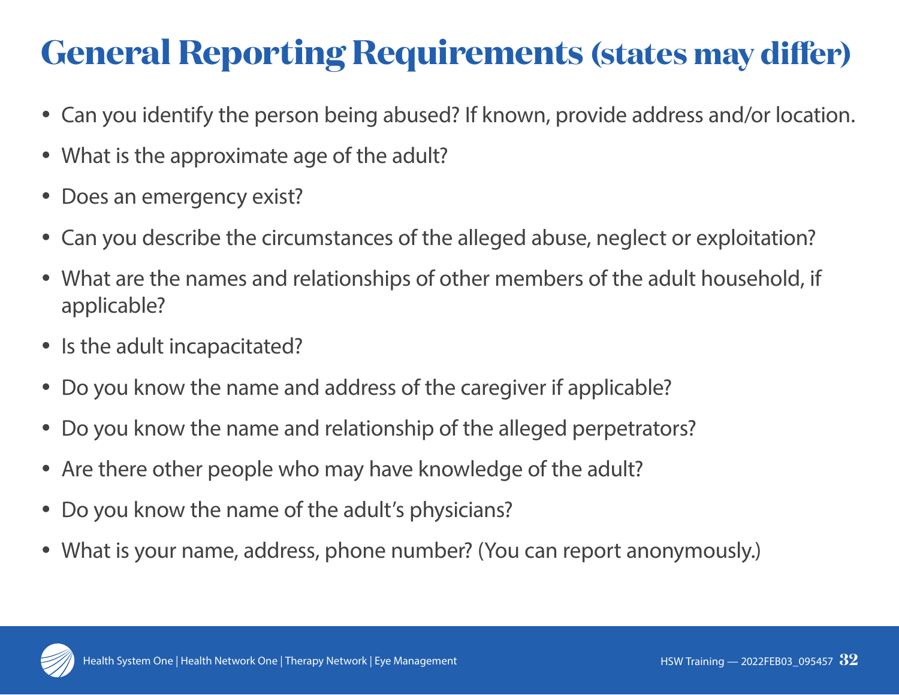# General Reporting Requirements (states may differ)

- Can you identify the person being abused? If known, provide address and/or location.
- What is the approximate age of the adult?
- Does an emergency exist?
- Can you describe the circumstances of the alleged abuse, neglect or exploitation?
- What are the names and relationships of other members of the adult household, if applicable?
- Is the adult incapacitated?
- Do you know the name and address of the caregiver if applicable?
- Do you know the name and relationship of the alleged perpetrators?
- Are there other people who may have knowledge of the adult?
- Do you know the name of the adult's physicians?
- What is your name, address, phone number? (You can report anonymously.)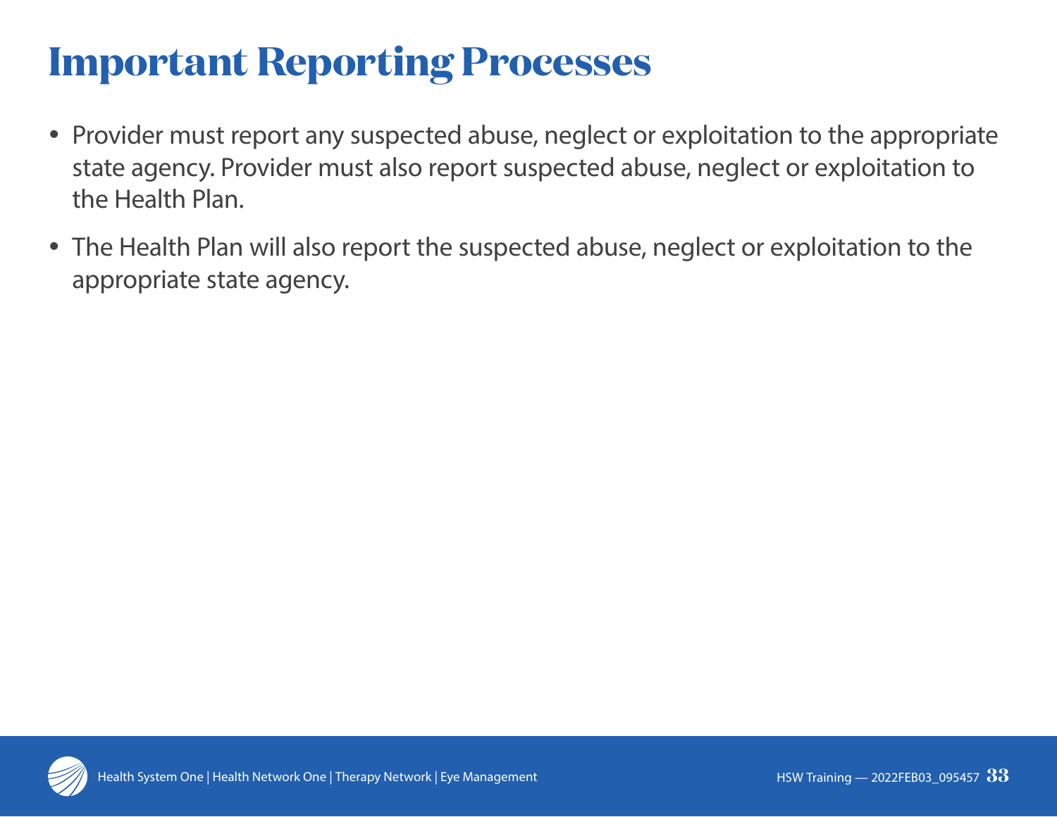# Important Reporting Processes

- Provider must report any suspected abuse, neglect or exploitation to the appropriate state agency. Provider must also report suspected abuse, neglect or exploitation to the Health Plan.
- The Health Plan will also report the suspected abuse, neglect or exploitation to the appropriate state agency.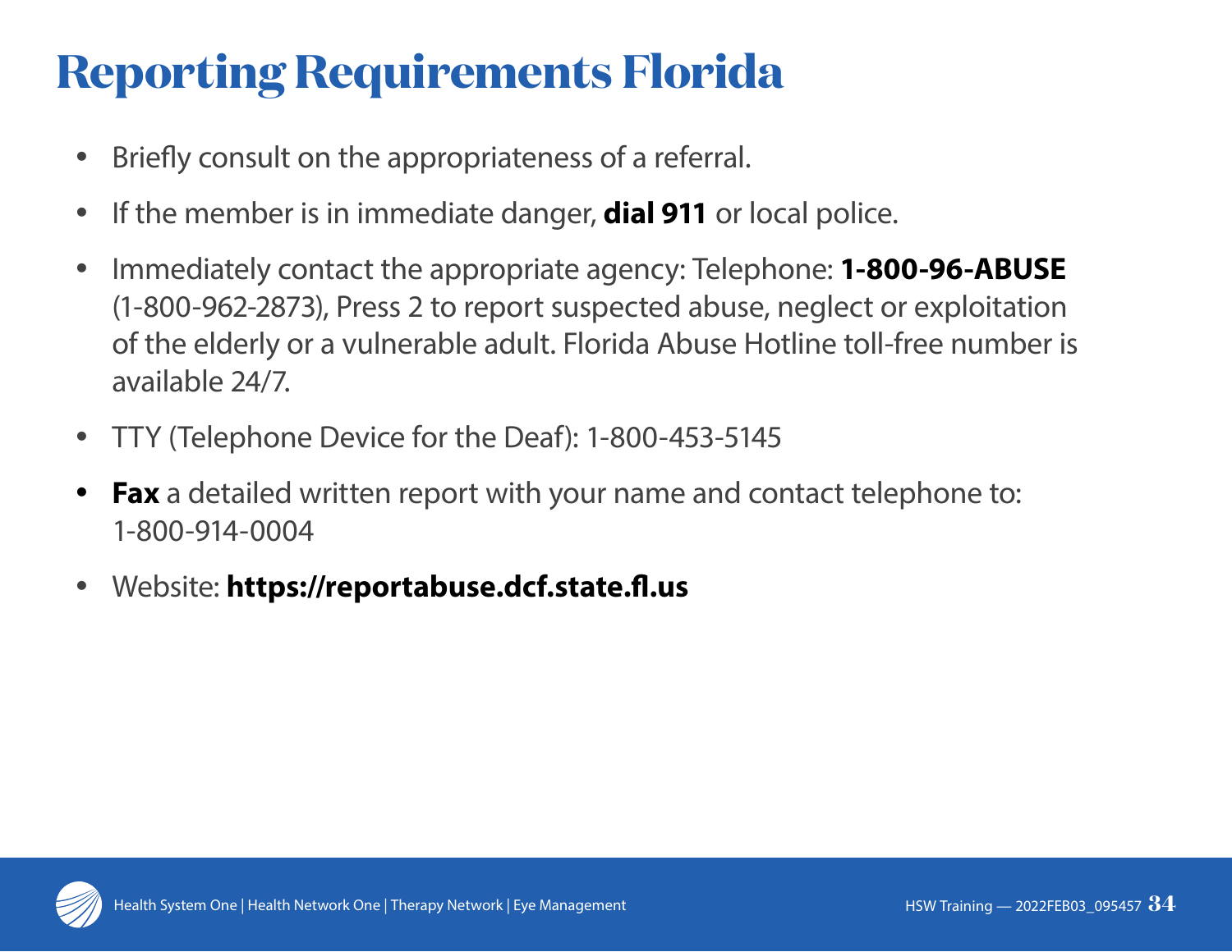# Reporting Requirements Florida

- Briefly consult on the appropriateness of a referral.
- If the member is in immediate danger, **dial 911** or local police.
- Immediately contact the appropriate agency: Telephone: **1-800-96-ABUSE** (1-800-962-2873), Press 2 to report suspected abuse, neglect or exploitation of the elderly or a vulnerable adult. Florida Abuse Hotline toll-free number is available 24/7.
- TTY (Telephone Device for the Deaf): 1-800-453-5145
- **Fax** a detailed written report with your name and contact telephone to: 1-800-914-0004
- Website: **https://reportabuse.dcf.state.fl.us**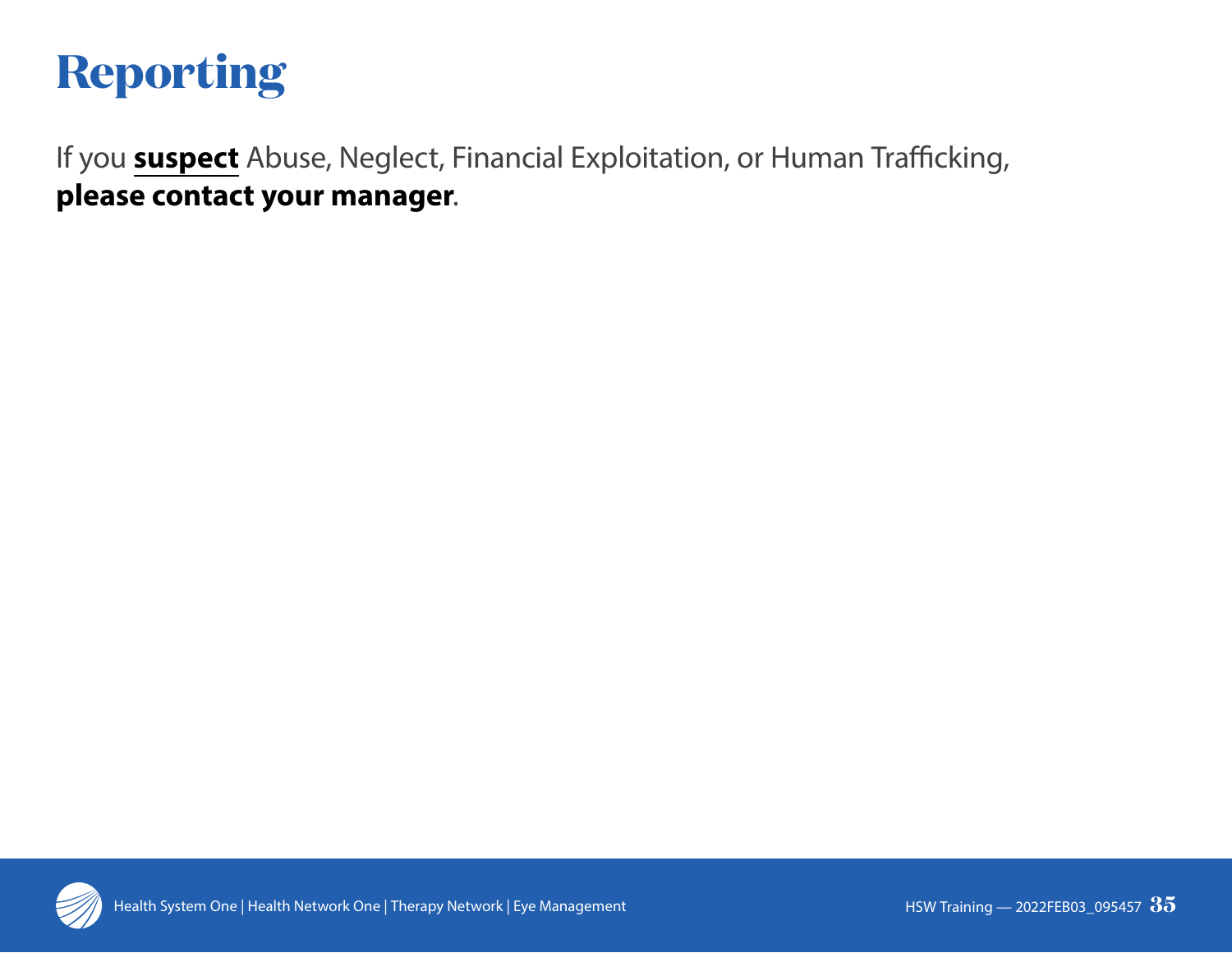# Reporting

If you **suspect** Abuse, Neglect, Financial Exploitation, or Human Trafficking, **please contact your manager**.